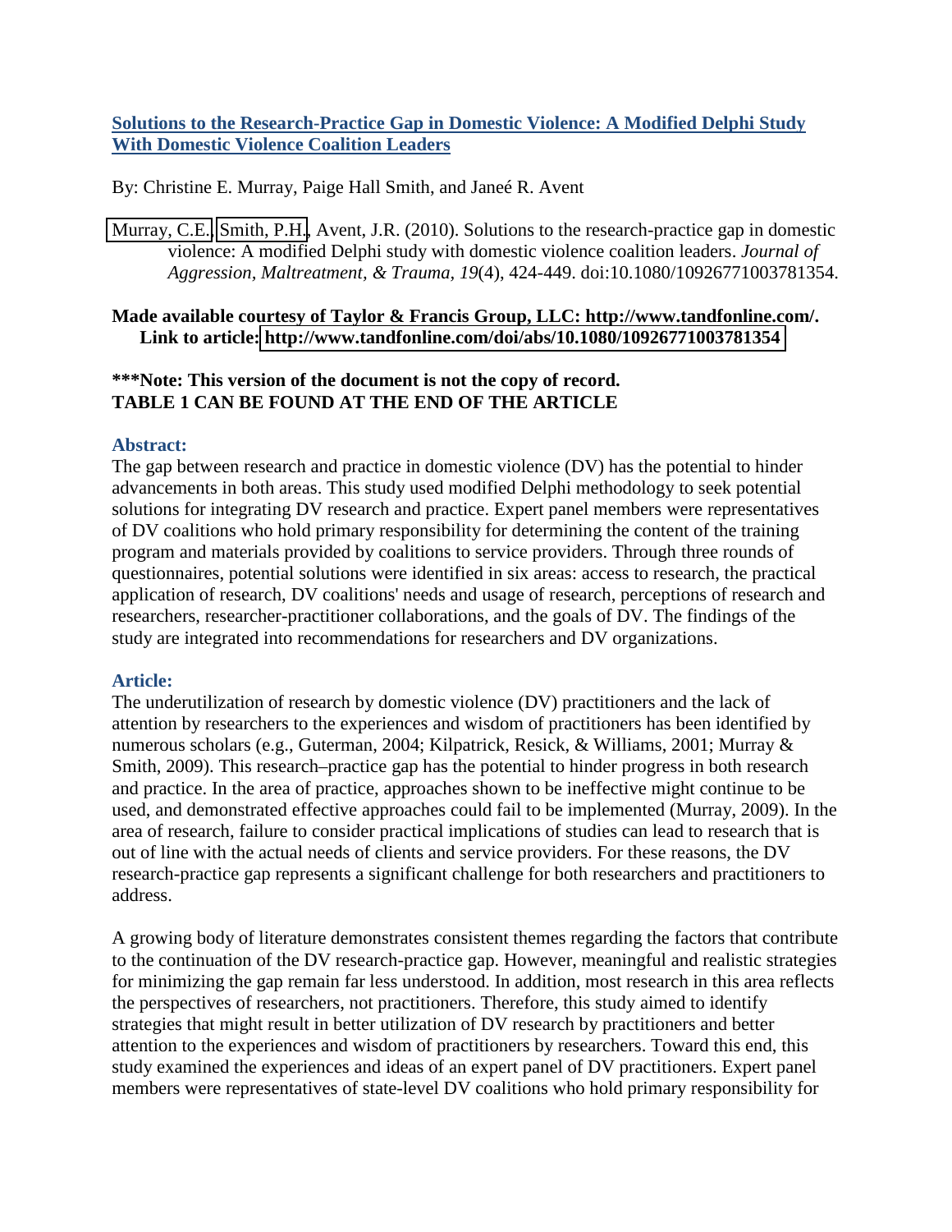## Solutions to the Research-Practice Gap in Domestic Violence: A Modified Delphi Study With Domestic Violence Coalition Leaders

By: Christine E. Murray, Paige Hall Smith, and Janeé R. Avent

Murray, C.E., Smith, P.H., Avent, J.R. (2010). Solutions to the research-practice gap in domestic violence: A modified Delphi study with domestic violence coalition leaders. *Journal of Aggression, Maltreatment, & Trauma, 19*(4), 424-449. doi:10.1080/10926771003781354.

**Made available courtesy of Taylor & Francis Group, LLC: http://www.tandfonline.com/. Link to article: http://www.tandfonline.com/doi/abs/10.1080/10926771003781354**

**\*\*\*Note: This version of the document is not the copy of record. TABLE 1 CAN BE FOUND AT THE END OF THE ARTICLE**

### Abstract:

The gap between research and practice in domestic violence (DV) has the potential to hinder advancements in both areas. This study used modified Delphi methodology to seek potential solutions for integrating DV research and practice. Expert panel members were representatives of DV coalitions who hold primary responsibility for determining the content of the training program and materials provided by coalitions to service providers. Through three rounds of questionnaires, potential solutions were identified in six areas: access to research, the practical application of research, DV coalitions' needs and usage of research, perceptions of research and researchers, researcher-practitioner collaborations, and the goals of DV. The findings of the study are integrated into recommendations for researchers and DV organizations.

### Article:

The underutilization of research by domestic violence (DV) practitioners and the lack of attention by researchers to the experiences and wisdom of practitioners has been identified by numerous scholars (e.g., Guterman, 2004; Kilpatrick, Resick, & Williams, 2001; Murray & Smith, 2009). This research–practice gap has the potential to hinder progress in both research and practice. In the area of practice, approaches shown to be ineffective might continue to be used, and demonstrated effective approaches could fail to be implemented (Murray, 2009). In the area of research, failure to consider practical implications of studies can lead to research that is out of line with the actual needs of clients and service providers. For these reasons, the DV research-practice gap represents a significant challenge for both researchers and practitioners to address.

A growing body of literature demonstrates consistent themes regarding the factors that contribute to the continuation of the DV research-practice gap. However, meaningful and realistic strategies for minimizing the gap remain far less understood. In addition, most research in this area reflects the perspectives of researchers, not practitioners. Therefore, this study aimed to identify strategies that might result in better utilization of DV research by practitioners and better attention to the experiences and wisdom of practitioners by researchers. Toward this end, this study examined the experiences and ideas of an expert panel of DV practitioners. Expert panel members were representatives of state-level DV coalitions who hold primary responsibility for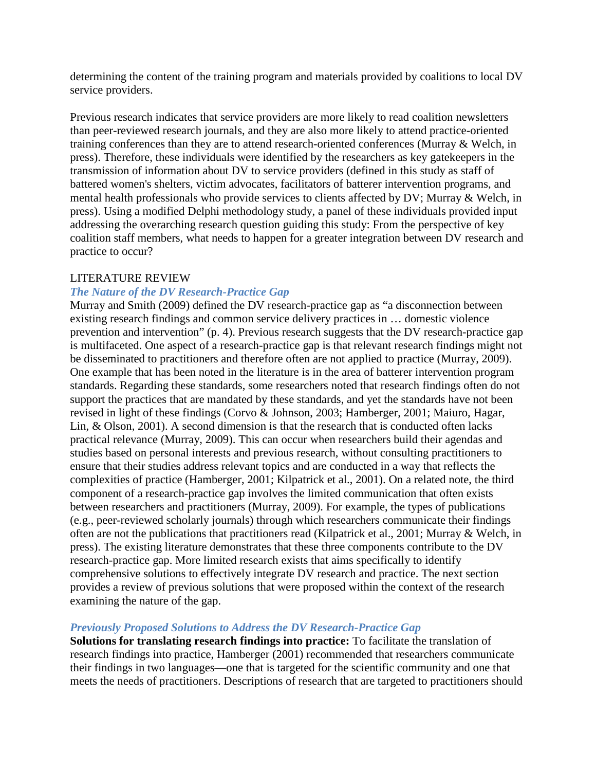determining the content of the training program and materials provided by coalitions to local DV service providers.

Previous research indicates that service providers are more likely to read coalition newsletters than peer-reviewed research journals, and they are also more likely to attend practice-oriented training conferences than they are to attend research-oriented conferences (Murray & Welch, in press). Therefore, these individuals were identified by the researchers as key gatekeepers in the transmission of information about DV to service providers (defined in this study as staff of battered women's shelters, victim advocates, facilitators of batterer intervention programs, and mental health professionals who provide services to clients affected by DV; Murray & Welch, in press). Using a modified Delphi methodology study, a panel of these individuals provided input addressing the overarching research question guiding this study: From the perspective of key coalition staff members, what needs to happen for a greater integration between DV research and practice to occur?

## LITERATURE REVIEW

### *The Nature of the DV Research-Practice Gap*

Murray and Smith (2009) defined the DV research-practice gap as "a disconnection between existing research findings and common service delivery practices in … domestic violence prevention and intervention" (p. 4). Previous research suggests that the DV research-practice gap is multifaceted. One aspect of a research-practice gap is that relevant research findings might not be disseminated to practitioners and therefore often are not applied to practice (Murray, 2009). One example that has been noted in the literature is in the area of batterer intervention program standards. Regarding these standards, some researchers noted that research findings often do not support the practices that are mandated by these standards, and yet the standards have not been revised in light of these findings (Corvo & Johnson, 2003; Hamberger, 2001; Maiuro, Hagar, Lin, & Olson, 2001). A second dimension is that the research that is conducted often lacks practical relevance (Murray, 2009). This can occur when researchers build their agendas and studies based on personal interests and previous research, without consulting practitioners to ensure that their studies address relevant topics and are conducted in a way that reflects the complexities of practice (Hamberger, 2001; Kilpatrick et al., 2001). On a related note, the third component of a research-practice gap involves the limited communication that often exists between researchers and practitioners (Murray, 2009). For example, the types of publications (e.g., peer-reviewed scholarly journals) through which researchers communicate their findings often are not the publications that practitioners read (Kilpatrick et al., 2001; Murray & Welch, in press). The existing literature demonstrates that these three components contribute to the DV research-practice gap. More limited research exists that aims specifically to identify comprehensive solutions to effectively integrate DV research and practice. The next section provides a review of previous solutions that were proposed within the context of the research examining the nature of the gap.

### *Previously Proposed Solutions to Address the DV Research-Practice Gap*

**Solutions for translating research findings into practice:** To facilitate the translation of research findings into practice, Hamberger (2001) recommended that researchers communicate their findings in two languages—one that is targeted for the scientific community and one that meets the needs of practitioners. Descriptions of research that are targeted to practitioners should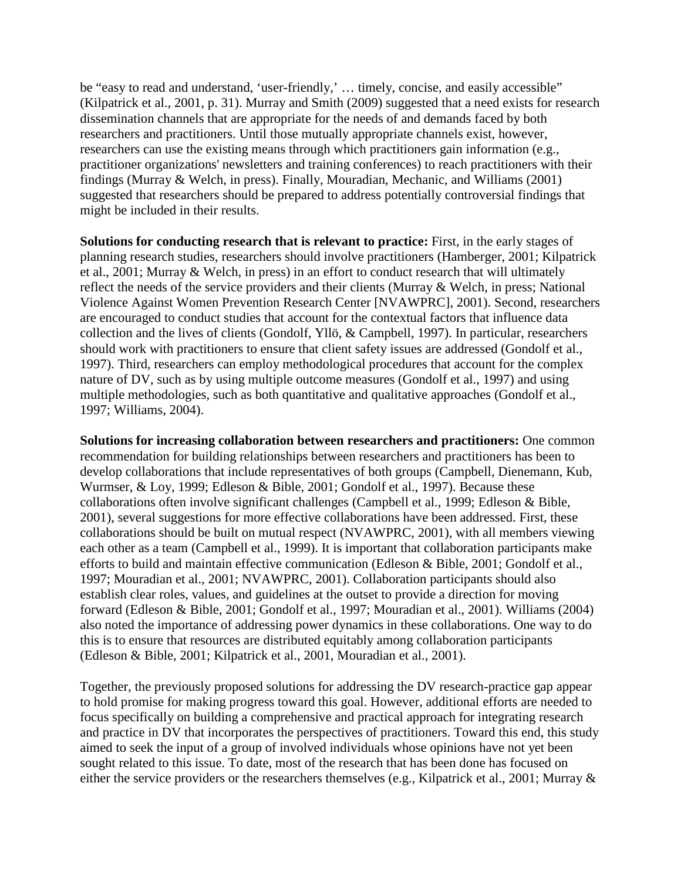be "easy to read and understand, 'user-friendly,' … timely, concise, and easily accessible" (Kilpatrick et al., 2001, p. 31). Murray and Smith (2009) suggested that a need exists for research dissemination channels that are appropriate for the needs of and demands faced by both researchers and practitioners. Until those mutually appropriate channels exist, however, researchers can use the existing means through which practitioners gain information (e.g., practitioner organizations' newsletters and training conferences) to reach practitioners with their findings (Murray & Welch, in press). Finally, Mouradian, Mechanic, and Williams (2001) suggested that researchers should be prepared to address potentially controversial findings that might be included in their results.

**Solutions for conducting research that is relevant to practice:** First, in the early stages of planning research studies, researchers should involve practitioners (Hamberger, 2001; Kilpatrick et al., 2001; Murray & Welch, in press) in an effort to conduct research that will ultimately reflect the needs of the service providers and their clients (Murray & Welch, in press; National Violence Against Women Prevention Research Center [NVAWPRC], 2001). Second, researchers are encouraged to conduct studies that account for the contextual factors that influence data collection and the lives of clients (Gondolf, Yllö, & Campbell, 1997). In particular, researchers should work with practitioners to ensure that client safety issues are addressed (Gondolf et al., 1997). Third, researchers can employ methodological procedures that account for the complex nature of DV, such as by using multiple outcome measures (Gondolf et al., 1997) and using multiple methodologies, such as both quantitative and qualitative approaches (Gondolf et al., 1997; Williams, 2004).

**Solutions for increasing collaboration between researchers and practitioners:** One common recommendation for building relationships between researchers and practitioners has been to develop collaborations that include representatives of both groups (Campbell, Dienemann, Kub, Wurmser, & Loy, 1999; Edleson & Bible, 2001; Gondolf et al., 1997). Because these collaborations often involve significant challenges (Campbell et al., 1999; Edleson & Bible, 2001), several suggestions for more effective collaborations have been addressed. First, these collaborations should be built on mutual respect (NVAWPRC, 2001), with all members viewing each other as a team (Campbell et al., 1999). It is important that collaboration participants make efforts to build and maintain effective communication (Edleson & Bible, 2001; Gondolf et al., 1997; Mouradian et al., 2001; NVAWPRC, 2001). Collaboration participants should also establish clear roles, values, and guidelines at the outset to provide a direction for moving forward (Edleson & Bible, 2001; Gondolf et al., 1997; Mouradian et al., 2001). Williams (2004) also noted the importance of addressing power dynamics in these collaborations. One way to do this is to ensure that resources are distributed equitably among collaboration participants (Edleson & Bible, 2001; Kilpatrick et al., 2001, Mouradian et al., 2001).

Together, the previously proposed solutions for addressing the DV research-practice gap appear to hold promise for making progress toward this goal. However, additional efforts are needed to focus specifically on building a comprehensive and practical approach for integrating research and practice in DV that incorporates the perspectives of practitioners. Toward this end, this study aimed to seek the input of a group of involved individuals whose opinions have not yet been sought related to this issue. To date, most of the research that has been done has focused on either the service providers or the researchers themselves (e.g., Kilpatrick et al., 2001; Murray &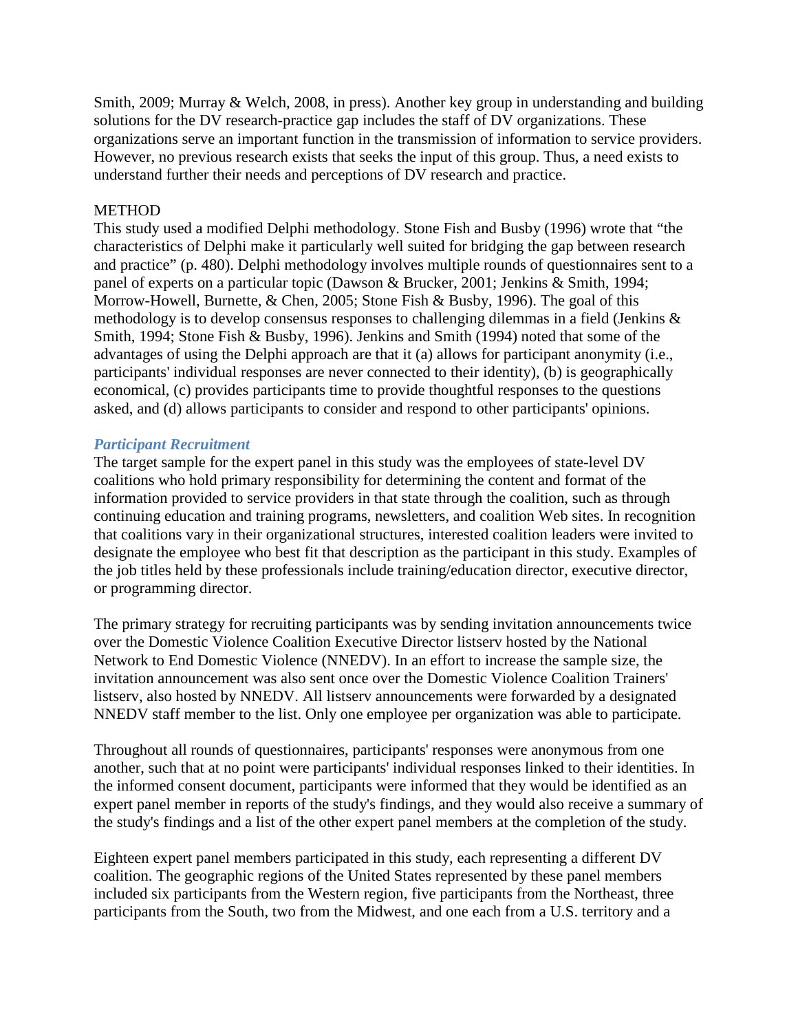Smith, 2009; Murray & Welch, 2008, in press). Another key group in understanding and building solutions for the DV research-practice gap includes the staff of DV organizations. These organizations serve an important function in the transmission of information to service providers. However, no previous research exists that seeks the input of this group. Thus, a need exists to understand further their needs and perceptions of DV research and practice.

## METHOD

This study used a modified Delphi methodology. Stone Fish and Busby (1996) wrote that "the characteristics of Delphi make it particularly well suited for bridging the gap between research and practice" (p. 480). Delphi methodology involves multiple rounds of questionnaires sent to a panel of experts on a particular topic (Dawson & Brucker, 2001; Jenkins & Smith, 1994; Morrow-Howell, Burnette, & Chen, 2005; Stone Fish & Busby, 1996). The goal of this methodology is to develop consensus responses to challenging dilemmas in a field (Jenkins & Smith, 1994; Stone Fish & Busby, 1996). Jenkins and Smith (1994) noted that some of the advantages of using the Delphi approach are that it (a) allows for participant anonymity (i.e., participants' individual responses are never connected to their identity), (b) is geographically economical, (c) provides participants time to provide thoughtful responses to the questions asked, and (d) allows participants to consider and respond to other participants' opinions.

### *Participant Recruitment*

The target sample for the expert panel in this study was the employees of state-level DV coalitions who hold primary responsibility for determining the content and format of the information provided to service providers in that state through the coalition, such as through continuing education and training programs, newsletters, and coalition Web sites. In recognition that coalitions vary in their organizational structures, interested coalition leaders were invited to designate the employee who best fit that description as the participant in this study. Examples of the job titles held by these professionals include training/education director, executive director, or programming director.

The primary strategy for recruiting participants was by sending invitation announcements twice over the Domestic Violence Coalition Executive Director listserv hosted by the National Network to End Domestic Violence (NNEDV). In an effort to increase the sample size, the invitation announcement was also sent once over the Domestic Violence Coalition Trainers' listserv, also hosted by NNEDV. All listserv announcements were forwarded by a designated NNEDV staff member to the list. Only one employee per organization was able to participate.

Throughout all rounds of questionnaires, participants' responses were anonymous from one another, such that at no point were participants' individual responses linked to their identities. In the informed consent document, participants were informed that they would be identified as an expert panel member in reports of the study's findings, and they would also receive a summary of the study's findings and a list of the other expert panel members at the completion of the study.

Eighteen expert panel members participated in this study, each representing a different DV coalition. The geographic regions of the United States represented by these panel members included six participants from the Western region, five participants from the Northeast, three participants from the South, two from the Midwest, and one each from a U.S. territory and a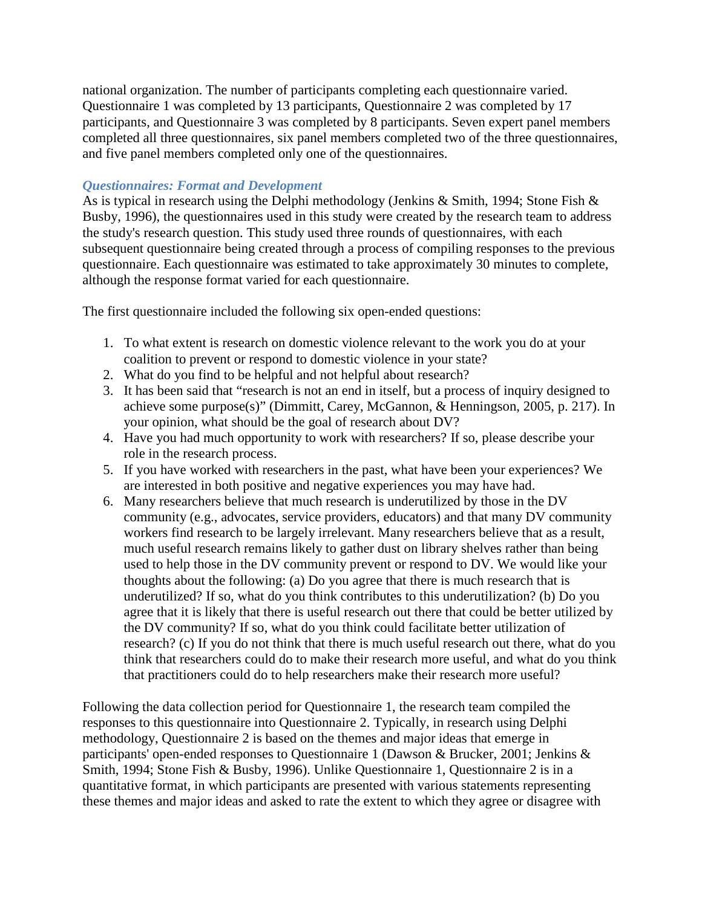national organization. The number of participants completing each questionnaire varied. Questionnaire 1 was completed by 13 participants, Questionnaire 2 was completed by 17 participants, and Questionnaire 3 was completed by 8 participants. Seven expert panel members completed all three questionnaires, six panel members completed two of the three questionnaires, and five panel members completed only one of the questionnaires.

### *Questionnaires: Format and Development*

As is typical in research using the Delphi methodology (Jenkins & Smith, 1994; Stone Fish & Busby, 1996), the questionnaires used in this study were created by the research team to address the study's research question. This study used three rounds of questionnaires, with each subsequent questionnaire being created through a process of compiling responses to the previous questionnaire. Each questionnaire was estimated to take approximately 30 minutes to complete, although the response format varied for each questionnaire.

The first questionnaire included the following six open-ended questions:

1. To what extent is research on domestic violence relevant to the work you do at your coalition to prevent or respond to domestic violence in your state?
2. What do you find to be helpful and not helpful about research?
3. It has been said that "research is not an end in itself, but a process of inquiry designed to achieve some purpose(s)" (Dimmitt, Carey, McGannon, & Henningson, 2005, p. 217). In your opinion, what should be the goal of research about DV?
4. Have you had much opportunity to work with researchers? If so, please describe your role in the research process.
5. If you have worked with researchers in the past, what have been your experiences? We are interested in both positive and negative experiences you may have had.
6. Many researchers believe that much research is underutilized by those in the DV community (e.g., advocates, service providers, educators) and that many DV community workers find research to be largely irrelevant. Many researchers believe that as a result, much useful research remains likely to gather dust on library shelves rather than being used to help those in the DV community prevent or respond to DV. We would like your thoughts about the following: (a) Do you agree that there is much research that is underutilized? If so, what do you think contributes to this underutilization? (b) Do you agree that it is likely that there is useful research out there that could be better utilized by the DV community? If so, what do you think could facilitate better utilization of research? (c) If you do not think that there is much useful research out there, what do you think that researchers could do to make their research more useful, and what do you think that practitioners could do to help researchers make their research more useful?

Following the data collection period for Questionnaire 1, the research team compiled the responses to this questionnaire into Questionnaire 2. Typically, in research using Delphi methodology, Questionnaire 2 is based on the themes and major ideas that emerge in participants' open-ended responses to Questionnaire 1 (Dawson & Brucker, 2001; Jenkins & Smith, 1994; Stone Fish & Busby, 1996). Unlike Questionnaire 1, Questionnaire 2 is in a quantitative format, in which participants are presented with various statements representing these themes and major ideas and asked to rate the extent to which they agree or disagree with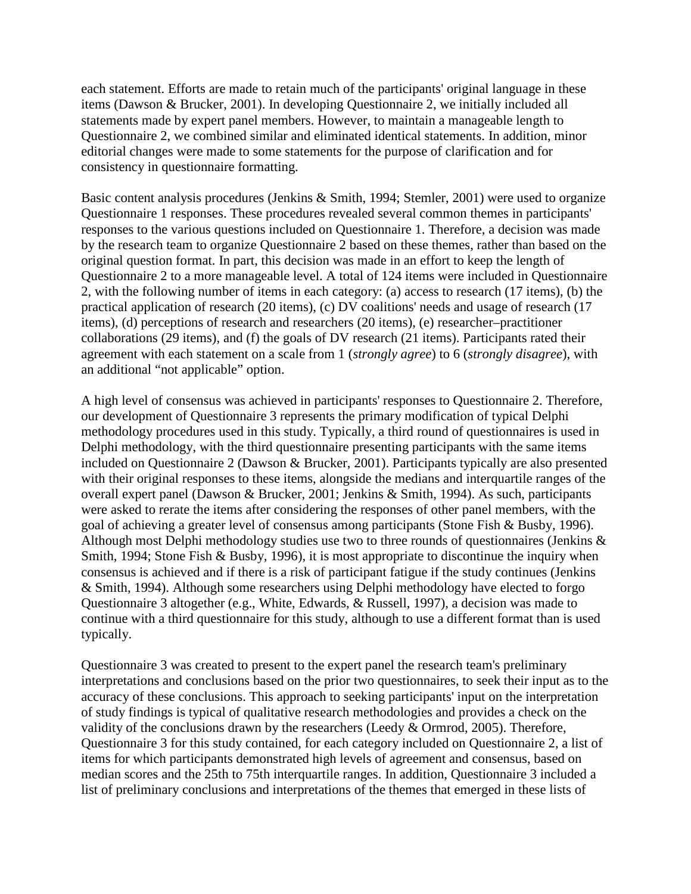each statement. Efforts are made to retain much of the participants' original language in these items (Dawson & Brucker, 2001). In developing Questionnaire 2, we initially included all statements made by expert panel members. However, to maintain a manageable length to Questionnaire 2, we combined similar and eliminated identical statements. In addition, minor editorial changes were made to some statements for the purpose of clarification and for consistency in questionnaire formatting.

Basic content analysis procedures (Jenkins & Smith, 1994; Stemler, 2001) were used to organize Questionnaire 1 responses. These procedures revealed several common themes in participants' responses to the various questions included on Questionnaire 1. Therefore, a decision was made by the research team to organize Questionnaire 2 based on these themes, rather than based on the original question format. In part, this decision was made in an effort to keep the length of Questionnaire 2 to a more manageable level. A total of 124 items were included in Questionnaire 2, with the following number of items in each category: (a) access to research (17 items), (b) the practical application of research (20 items), (c) DV coalitions' needs and usage of research (17 items), (d) perceptions of research and researchers (20 items), (e) researcher–practitioner collaborations (29 items), and (f) the goals of DV research (21 items). Participants rated their agreement with each statement on a scale from 1 (*strongly agree*) to 6 (*strongly disagree*), with an additional "not applicable" option.

A high level of consensus was achieved in participants' responses to Questionnaire 2. Therefore, our development of Questionnaire 3 represents the primary modification of typical Delphi methodology procedures used in this study. Typically, a third round of questionnaires is used in Delphi methodology, with the third questionnaire presenting participants with the same items included on Questionnaire 2 (Dawson & Brucker, 2001). Participants typically are also presented with their original responses to these items, alongside the medians and interquartile ranges of the overall expert panel (Dawson & Brucker, 2001; Jenkins & Smith, 1994). As such, participants were asked to rerate the items after considering the responses of other panel members, with the goal of achieving a greater level of consensus among participants (Stone Fish & Busby, 1996). Although most Delphi methodology studies use two to three rounds of questionnaires (Jenkins & Smith, 1994; Stone Fish & Busby, 1996), it is most appropriate to discontinue the inquiry when consensus is achieved and if there is a risk of participant fatigue if the study continues (Jenkins & Smith, 1994). Although some researchers using Delphi methodology have elected to forgo Questionnaire 3 altogether (e.g., White, Edwards, & Russell, 1997), a decision was made to continue with a third questionnaire for this study, although to use a different format than is used typically.

Questionnaire 3 was created to present to the expert panel the research team's preliminary interpretations and conclusions based on the prior two questionnaires, to seek their input as to the accuracy of these conclusions. This approach to seeking participants' input on the interpretation of study findings is typical of qualitative research methodologies and provides a check on the validity of the conclusions drawn by the researchers (Leedy & Ormrod, 2005). Therefore, Questionnaire 3 for this study contained, for each category included on Questionnaire 2, a list of items for which participants demonstrated high levels of agreement and consensus, based on median scores and the 25th to 75th interquartile ranges. In addition, Questionnaire 3 included a list of preliminary conclusions and interpretations of the themes that emerged in these lists of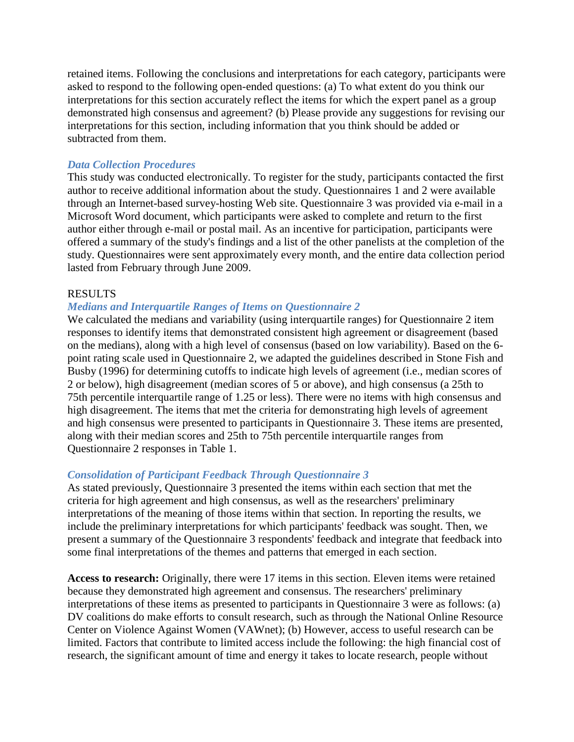retained items. Following the conclusions and interpretations for each category, participants were asked to respond to the following open-ended questions: (a) To what extent do you think our interpretations for this section accurately reflect the items for which the expert panel as a group demonstrated high consensus and agreement? (b) Please provide any suggestions for revising our interpretations for this section, including information that you think should be added or subtracted from them.

### *Data Collection Procedures*

This study was conducted electronically. To register for the study, participants contacted the first author to receive additional information about the study. Questionnaires 1 and 2 were available through an Internet-based survey-hosting Web site. Questionnaire 3 was provided via e-mail in a Microsoft Word document, which participants were asked to complete and return to the first author either through e-mail or postal mail. As an incentive for participation, participants were offered a summary of the study's findings and a list of the other panelists at the completion of the study. Questionnaires were sent approximately every month, and the entire data collection period lasted from February through June 2009.

## RESULTS

### *Medians and Interquartile Ranges of Items on Questionnaire 2*

We calculated the medians and variability (using interquartile ranges) for Questionnaire 2 item responses to identify items that demonstrated consistent high agreement or disagreement (based on the medians), along with a high level of consensus (based on low variability). Based on the 6-point rating scale used in Questionnaire 2, we adapted the guidelines described in Stone Fish and Busby (1996) for determining cutoffs to indicate high levels of agreement (i.e., median scores of 2 or below), high disagreement (median scores of 5 or above), and high consensus (a 25th to 75th percentile interquartile range of 1.25 or less). There were no items with high consensus and high disagreement. The items that met the criteria for demonstrating high levels of agreement and high consensus were presented to participants in Questionnaire 3. These items are presented, along with their median scores and 25th to 75th percentile interquartile ranges from Questionnaire 2 responses in Table 1.

### *Consolidation of Participant Feedback Through Questionnaire 3*

As stated previously, Questionnaire 3 presented the items within each section that met the criteria for high agreement and high consensus, as well as the researchers' preliminary interpretations of the meaning of those items within that section. In reporting the results, we include the preliminary interpretations for which participants' feedback was sought. Then, we present a summary of the Questionnaire 3 respondents' feedback and integrate that feedback into some final interpretations of the themes and patterns that emerged in each section.

**Access to research:** Originally, there were 17 items in this section. Eleven items were retained because they demonstrated high agreement and consensus. The researchers' preliminary interpretations of these items as presented to participants in Questionnaire 3 were as follows: (a) DV coalitions do make efforts to consult research, such as through the National Online Resource Center on Violence Against Women (VAWnet); (b) However, access to useful research can be limited. Factors that contribute to limited access include the following: the high financial cost of research, the significant amount of time and energy it takes to locate research, people without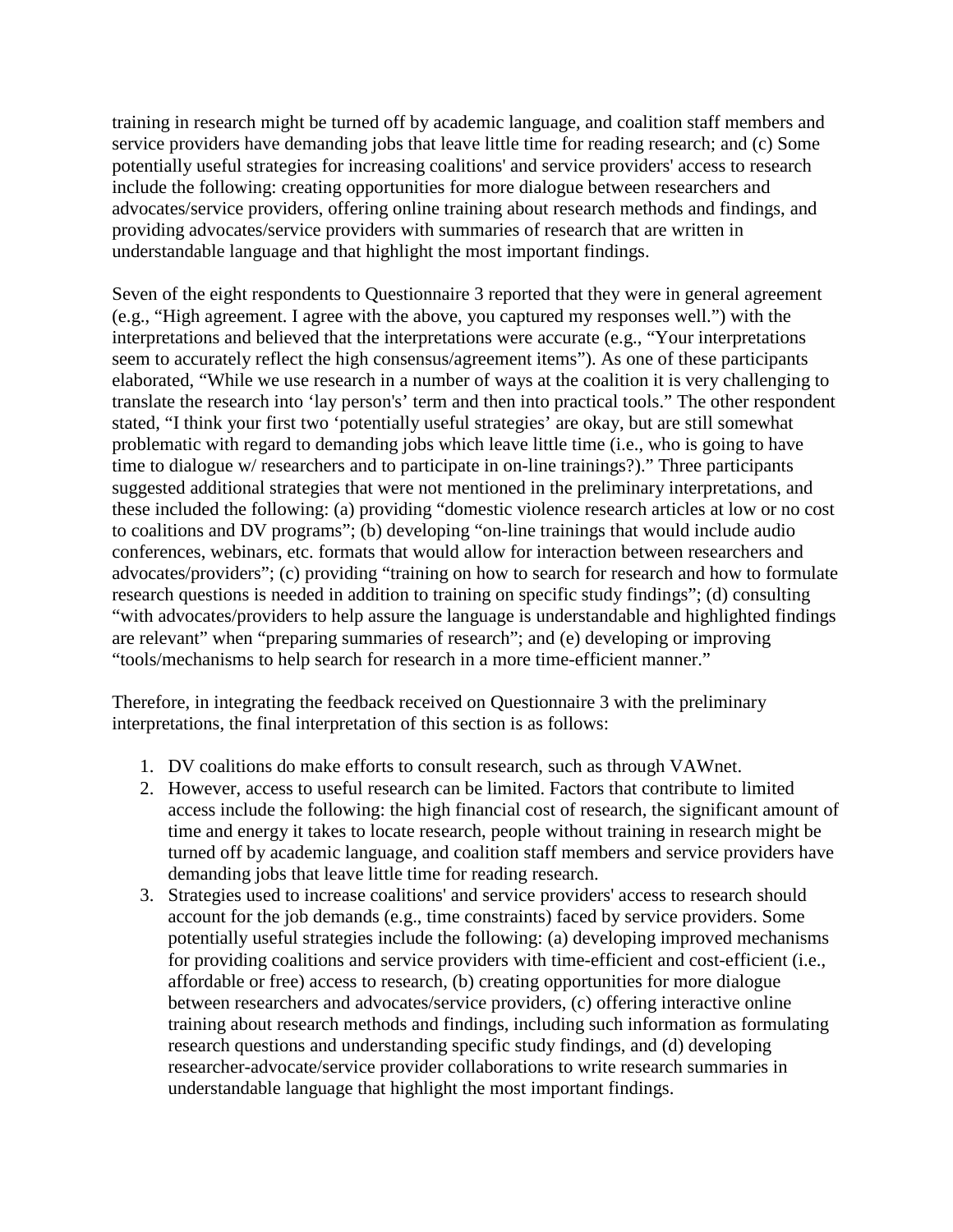training in research might be turned off by academic language, and coalition staff members and service providers have demanding jobs that leave little time for reading research; and (c) Some potentially useful strategies for increasing coalitions' and service providers' access to research include the following: creating opportunities for more dialogue between researchers and advocates/service providers, offering online training about research methods and findings, and providing advocates/service providers with summaries of research that are written in understandable language and that highlight the most important findings.

Seven of the eight respondents to Questionnaire 3 reported that they were in general agreement (e.g., "High agreement. I agree with the above, you captured my responses well.") with the interpretations and believed that the interpretations were accurate (e.g., "Your interpretations seem to accurately reflect the high consensus/agreement items"). As one of these participants elaborated, "While we use research in a number of ways at the coalition it is very challenging to translate the research into 'lay person's' term and then into practical tools." The other respondent stated, "I think your first two 'potentially useful strategies' are okay, but are still somewhat problematic with regard to demanding jobs which leave little time (i.e., who is going to have time to dialogue w/ researchers and to participate in on-line trainings?)." Three participants suggested additional strategies that were not mentioned in the preliminary interpretations, and these included the following: (a) providing "domestic violence research articles at low or no cost to coalitions and DV programs"; (b) developing "on-line trainings that would include audio conferences, webinars, etc. formats that would allow for interaction between researchers and advocates/providers"; (c) providing "training on how to search for research and how to formulate research questions is needed in addition to training on specific study findings"; (d) consulting "with advocates/providers to help assure the language is understandable and highlighted findings are relevant" when "preparing summaries of research"; and (e) developing or improving "tools/mechanisms to help search for research in a more time-efficient manner."

Therefore, in integrating the feedback received on Questionnaire 3 with the preliminary interpretations, the final interpretation of this section is as follows:

1. DV coalitions do make efforts to consult research, such as through VAWnet.
2. However, access to useful research can be limited. Factors that contribute to limited access include the following: the high financial cost of research, the significant amount of time and energy it takes to locate research, people without training in research might be turned off by academic language, and coalition staff members and service providers have demanding jobs that leave little time for reading research.
3. Strategies used to increase coalitions' and service providers' access to research should account for the job demands (e.g., time constraints) faced by service providers. Some potentially useful strategies include the following: (a) developing improved mechanisms for providing coalitions and service providers with time-efficient and cost-efficient (i.e., affordable or free) access to research, (b) creating opportunities for more dialogue between researchers and advocates/service providers, (c) offering interactive online training about research methods and findings, including such information as formulating research questions and understanding specific study findings, and (d) developing researcher-advocate/service provider collaborations to write research summaries in understandable language that highlight the most important findings.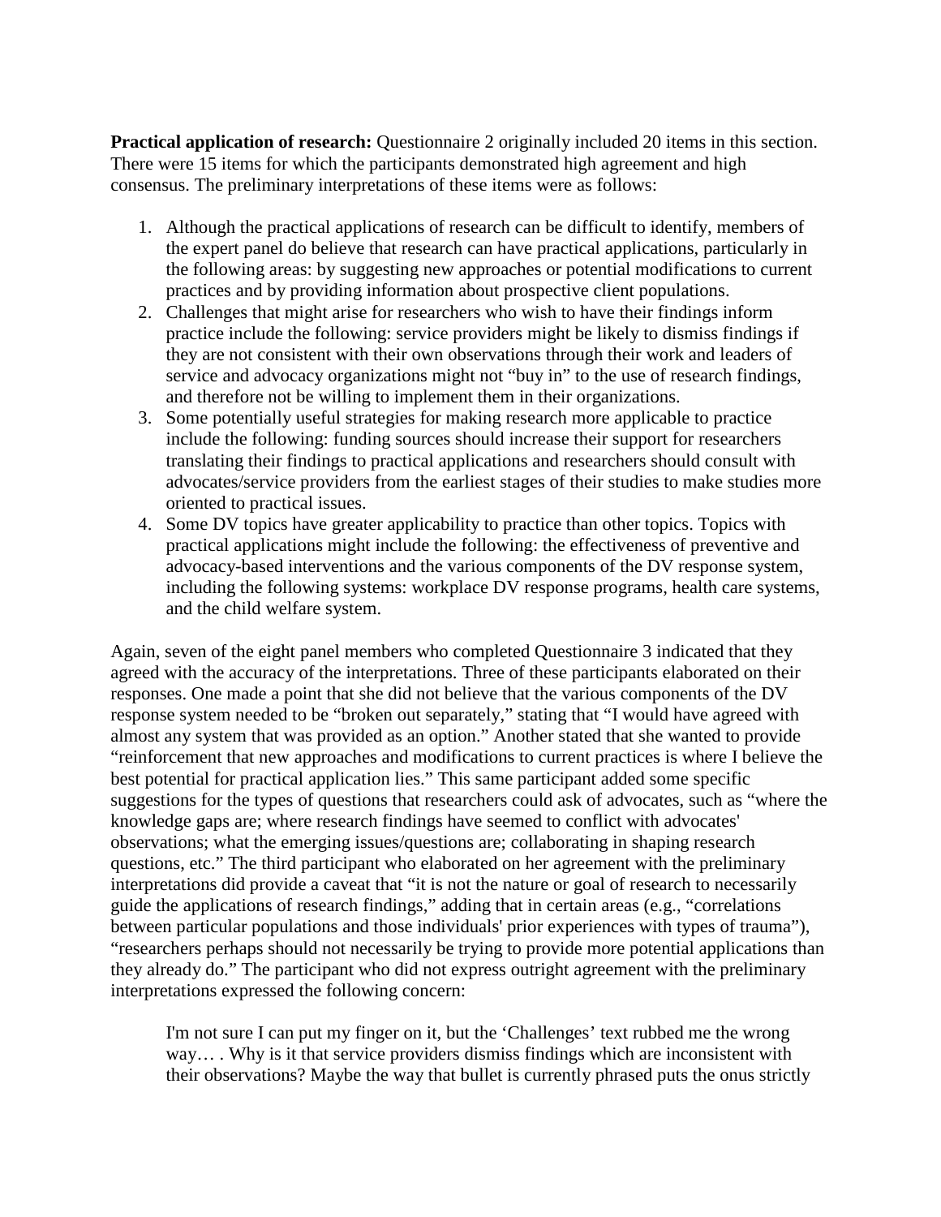**Practical application of research:** Questionnaire 2 originally included 20 items in this section. There were 15 items for which the participants demonstrated high agreement and high consensus. The preliminary interpretations of these items were as follows:

1. Although the practical applications of research can be difficult to identify, members of the expert panel do believe that research can have practical applications, particularly in the following areas: by suggesting new approaches or potential modifications to current practices and by providing information about prospective client populations.
2. Challenges that might arise for researchers who wish to have their findings inform practice include the following: service providers might be likely to dismiss findings if they are not consistent with their own observations through their work and leaders of service and advocacy organizations might not "buy in" to the use of research findings, and therefore not be willing to implement them in their organizations.
3. Some potentially useful strategies for making research more applicable to practice include the following: funding sources should increase their support for researchers translating their findings to practical applications and researchers should consult with advocates/service providers from the earliest stages of their studies to make studies more oriented to practical issues.
4. Some DV topics have greater applicability to practice than other topics. Topics with practical applications might include the following: the effectiveness of preventive and advocacy-based interventions and the various components of the DV response system, including the following systems: workplace DV response programs, health care systems, and the child welfare system.

Again, seven of the eight panel members who completed Questionnaire 3 indicated that they agreed with the accuracy of the interpretations. Three of these participants elaborated on their responses. One made a point that she did not believe that the various components of the DV response system needed to be "broken out separately," stating that "I would have agreed with almost any system that was provided as an option." Another stated that she wanted to provide "reinforcement that new approaches and modifications to current practices is where I believe the best potential for practical application lies." This same participant added some specific suggestions for the types of questions that researchers could ask of advocates, such as "where the knowledge gaps are; where research findings have seemed to conflict with advocates' observations; what the emerging issues/questions are; collaborating in shaping research questions, etc." The third participant who elaborated on her agreement with the preliminary interpretations did provide a caveat that "it is not the nature or goal of research to necessarily guide the applications of research findings," adding that in certain areas (e.g., "correlations between particular populations and those individuals' prior experiences with types of trauma"), "researchers perhaps should not necessarily be trying to provide more potential applications than they already do." The participant who did not express outright agreement with the preliminary interpretations expressed the following concern:

> I'm not sure I can put my finger on it, but the 'Challenges' text rubbed me the wrong way… . Why is it that service providers dismiss findings which are inconsistent with their observations? Maybe the way that bullet is currently phrased puts the onus strictly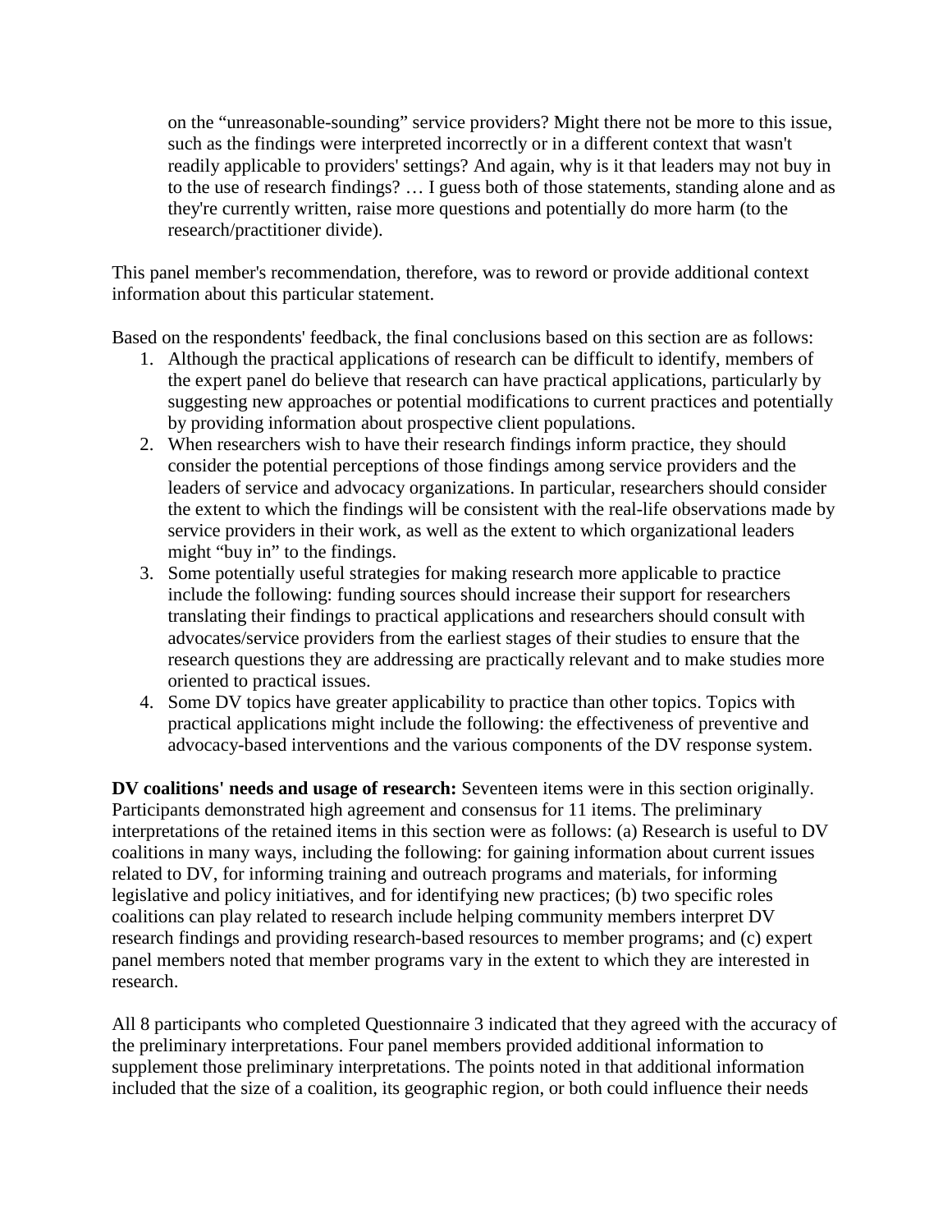> on the "unreasonable-sounding" service providers? Might there not be more to this issue, such as the findings were interpreted incorrectly or in a different context that wasn't readily applicable to providers' settings? And again, why is it that leaders may not buy in to the use of research findings? … I guess both of those statements, standing alone and as they're currently written, raise more questions and potentially do more harm (to the research/practitioner divide).

This panel member's recommendation, therefore, was to reword or provide additional context information about this particular statement.

Based on the respondents' feedback, the final conclusions based on this section are as follows:

1. Although the practical applications of research can be difficult to identify, members of the expert panel do believe that research can have practical applications, particularly by suggesting new approaches or potential modifications to current practices and potentially by providing information about prospective client populations.
2. When researchers wish to have their research findings inform practice, they should consider the potential perceptions of those findings among service providers and the leaders of service and advocacy organizations. In particular, researchers should consider the extent to which the findings will be consistent with the real-life observations made by service providers in their work, as well as the extent to which organizational leaders might "buy in" to the findings.
3. Some potentially useful strategies for making research more applicable to practice include the following: funding sources should increase their support for researchers translating their findings to practical applications and researchers should consult with advocates/service providers from the earliest stages of their studies to ensure that the research questions they are addressing are practically relevant and to make studies more oriented to practical issues.
4. Some DV topics have greater applicability to practice than other topics. Topics with practical applications might include the following: the effectiveness of preventive and advocacy-based interventions and the various components of the DV response system.

**DV coalitions' needs and usage of research:** Seventeen items were in this section originally. Participants demonstrated high agreement and consensus for 11 items. The preliminary interpretations of the retained items in this section were as follows: (a) Research is useful to DV coalitions in many ways, including the following: for gaining information about current issues related to DV, for informing training and outreach programs and materials, for informing legislative and policy initiatives, and for identifying new practices; (b) two specific roles coalitions can play related to research include helping community members interpret DV research findings and providing research-based resources to member programs; and (c) expert panel members noted that member programs vary in the extent to which they are interested in research.

All 8 participants who completed Questionnaire 3 indicated that they agreed with the accuracy of the preliminary interpretations. Four panel members provided additional information to supplement those preliminary interpretations. The points noted in that additional information included that the size of a coalition, its geographic region, or both could influence their needs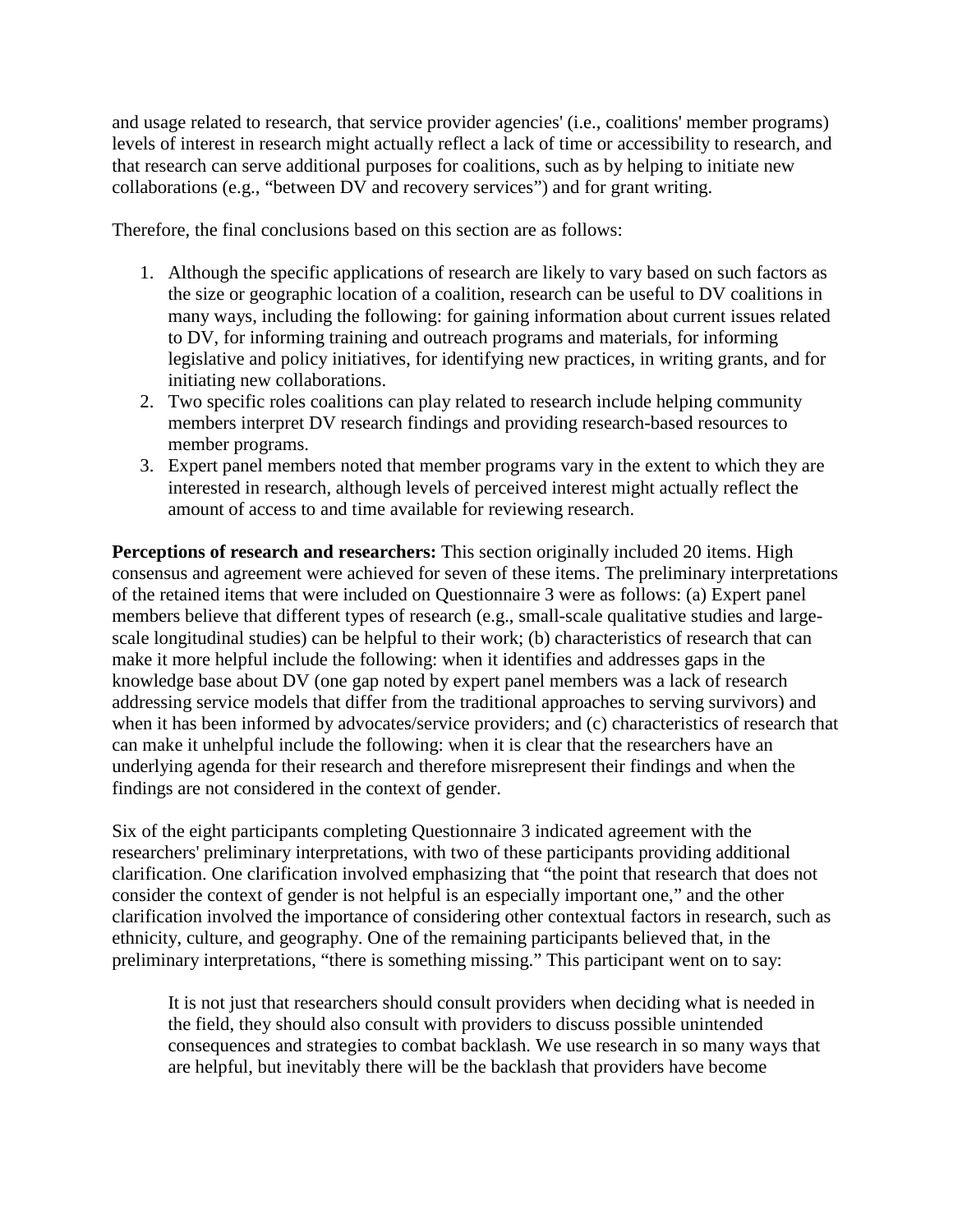and usage related to research, that service provider agencies' (i.e., coalitions' member programs) levels of interest in research might actually reflect a lack of time or accessibility to research, and that research can serve additional purposes for coalitions, such as by helping to initiate new collaborations (e.g., "between DV and recovery services") and for grant writing.

Therefore, the final conclusions based on this section are as follows:

1. Although the specific applications of research are likely to vary based on such factors as the size or geographic location of a coalition, research can be useful to DV coalitions in many ways, including the following: for gaining information about current issues related to DV, for informing training and outreach programs and materials, for informing legislative and policy initiatives, for identifying new practices, in writing grants, and for initiating new collaborations.
2. Two specific roles coalitions can play related to research include helping community members interpret DV research findings and providing research-based resources to member programs.
3. Expert panel members noted that member programs vary in the extent to which they are interested in research, although levels of perceived interest might actually reflect the amount of access to and time available for reviewing research.

**Perceptions of research and researchers:** This section originally included 20 items. High consensus and agreement were achieved for seven of these items. The preliminary interpretations of the retained items that were included on Questionnaire 3 were as follows: (a) Expert panel members believe that different types of research (e.g., small-scale qualitative studies and large-scale longitudinal studies) can be helpful to their work; (b) characteristics of research that can make it more helpful include the following: when it identifies and addresses gaps in the knowledge base about DV (one gap noted by expert panel members was a lack of research addressing service models that differ from the traditional approaches to serving survivors) and when it has been informed by advocates/service providers; and (c) characteristics of research that can make it unhelpful include the following: when it is clear that the researchers have an underlying agenda for their research and therefore misrepresent their findings and when the findings are not considered in the context of gender.

Six of the eight participants completing Questionnaire 3 indicated agreement with the researchers' preliminary interpretations, with two of these participants providing additional clarification. One clarification involved emphasizing that "the point that research that does not consider the context of gender is not helpful is an especially important one," and the other clarification involved the importance of considering other contextual factors in research, such as ethnicity, culture, and geography. One of the remaining participants believed that, in the preliminary interpretations, "there is something missing." This participant went on to say:

> It is not just that researchers should consult providers when deciding what is needed in the field, they should also consult with providers to discuss possible unintended consequences and strategies to combat backlash. We use research in so many ways that are helpful, but inevitably there will be the backlash that providers have become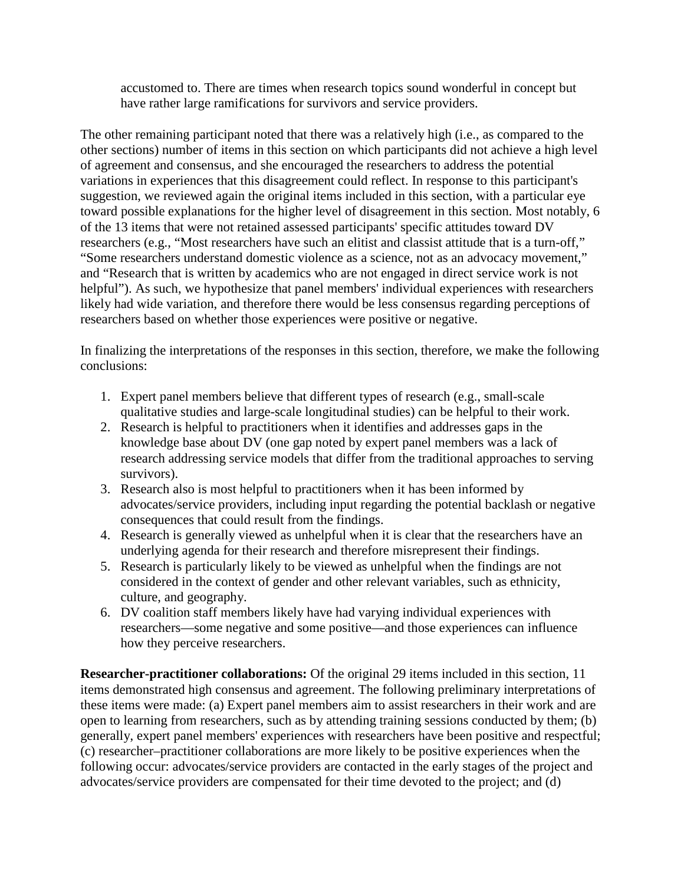> accustomed to. There are times when research topics sound wonderful in concept but have rather large ramifications for survivors and service providers.

The other remaining participant noted that there was a relatively high (i.e., as compared to the other sections) number of items in this section on which participants did not achieve a high level of agreement and consensus, and she encouraged the researchers to address the potential variations in experiences that this disagreement could reflect. In response to this participant's suggestion, we reviewed again the original items included in this section, with a particular eye toward possible explanations for the higher level of disagreement in this section. Most notably, 6 of the 13 items that were not retained assessed participants' specific attitudes toward DV researchers (e.g., "Most researchers have such an elitist and classist attitude that is a turn-off," "Some researchers understand domestic violence as a science, not as an advocacy movement," and "Research that is written by academics who are not engaged in direct service work is not helpful"). As such, we hypothesize that panel members' individual experiences with researchers likely had wide variation, and therefore there would be less consensus regarding perceptions of researchers based on whether those experiences were positive or negative.

In finalizing the interpretations of the responses in this section, therefore, we make the following conclusions:

1. Expert panel members believe that different types of research (e.g., small-scale qualitative studies and large-scale longitudinal studies) can be helpful to their work.
2. Research is helpful to practitioners when it identifies and addresses gaps in the knowledge base about DV (one gap noted by expert panel members was a lack of research addressing service models that differ from the traditional approaches to serving survivors).
3. Research also is most helpful to practitioners when it has been informed by advocates/service providers, including input regarding the potential backlash or negative consequences that could result from the findings.
4. Research is generally viewed as unhelpful when it is clear that the researchers have an underlying agenda for their research and therefore misrepresent their findings.
5. Research is particularly likely to be viewed as unhelpful when the findings are not considered in the context of gender and other relevant variables, such as ethnicity, culture, and geography.
6. DV coalition staff members likely have had varying individual experiences with researchers—some negative and some positive—and those experiences can influence how they perceive researchers.

**Researcher-practitioner collaborations:** Of the original 29 items included in this section, 11 items demonstrated high consensus and agreement. The following preliminary interpretations of these items were made: (a) Expert panel members aim to assist researchers in their work and are open to learning from researchers, such as by attending training sessions conducted by them; (b) generally, expert panel members' experiences with researchers have been positive and respectful; (c) researcher–practitioner collaborations are more likely to be positive experiences when the following occur: advocates/service providers are contacted in the early stages of the project and advocates/service providers are compensated for their time devoted to the project; and (d)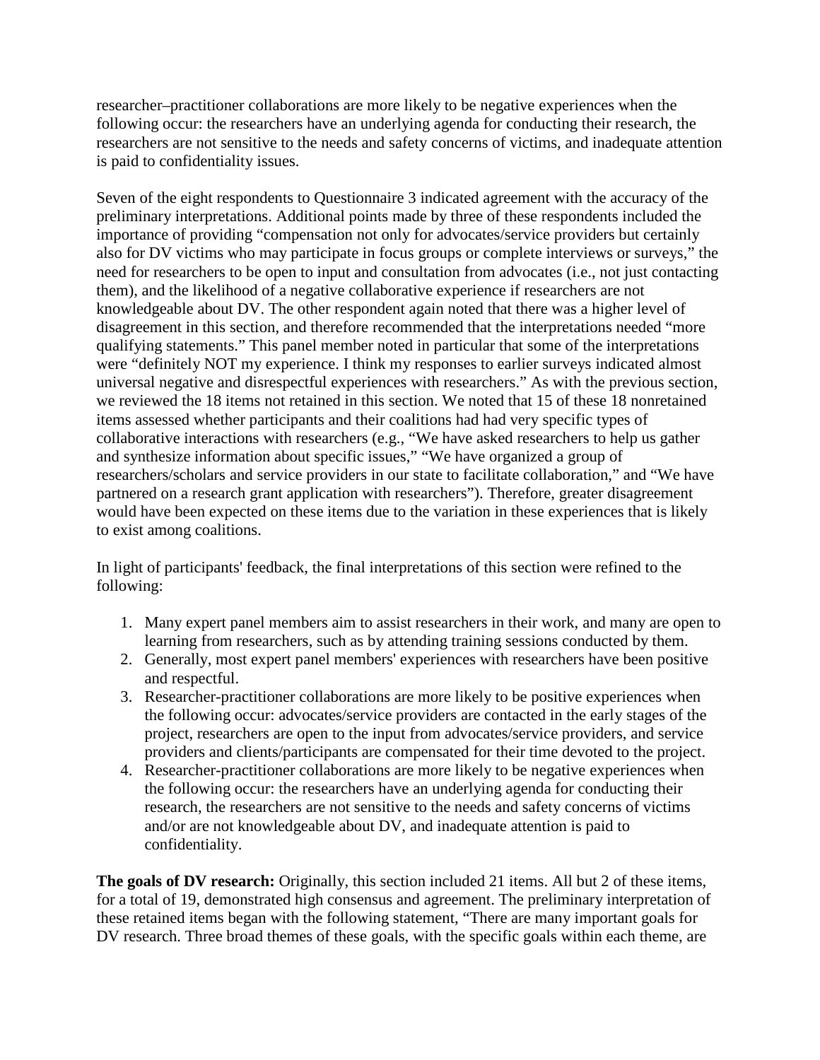researcher–practitioner collaborations are more likely to be negative experiences when the following occur: the researchers have an underlying agenda for conducting their research, the researchers are not sensitive to the needs and safety concerns of victims, and inadequate attention is paid to confidentiality issues.

Seven of the eight respondents to Questionnaire 3 indicated agreement with the accuracy of the preliminary interpretations. Additional points made by three of these respondents included the importance of providing "compensation not only for advocates/service providers but certainly also for DV victims who may participate in focus groups or complete interviews or surveys," the need for researchers to be open to input and consultation from advocates (i.e., not just contacting them), and the likelihood of a negative collaborative experience if researchers are not knowledgeable about DV. The other respondent again noted that there was a higher level of disagreement in this section, and therefore recommended that the interpretations needed "more qualifying statements." This panel member noted in particular that some of the interpretations were "definitely NOT my experience. I think my responses to earlier surveys indicated almost universal negative and disrespectful experiences with researchers." As with the previous section, we reviewed the 18 items not retained in this section. We noted that 15 of these 18 nonretained items assessed whether participants and their coalitions had had very specific types of collaborative interactions with researchers (e.g., "We have asked researchers to help us gather and synthesize information about specific issues," "We have organized a group of researchers/scholars and service providers in our state to facilitate collaboration," and "We have partnered on a research grant application with researchers"). Therefore, greater disagreement would have been expected on these items due to the variation in these experiences that is likely to exist among coalitions.

In light of participants' feedback, the final interpretations of this section were refined to the following:

1. Many expert panel members aim to assist researchers in their work, and many are open to learning from researchers, such as by attending training sessions conducted by them.
2. Generally, most expert panel members' experiences with researchers have been positive and respectful.
3. Researcher-practitioner collaborations are more likely to be positive experiences when the following occur: advocates/service providers are contacted in the early stages of the project, researchers are open to the input from advocates/service providers, and service providers and clients/participants are compensated for their time devoted to the project.
4. Researcher-practitioner collaborations are more likely to be negative experiences when the following occur: the researchers have an underlying agenda for conducting their research, the researchers are not sensitive to the needs and safety concerns of victims and/or are not knowledgeable about DV, and inadequate attention is paid to confidentiality.

**The goals of DV research:** Originally, this section included 21 items. All but 2 of these items, for a total of 19, demonstrated high consensus and agreement. The preliminary interpretation of these retained items began with the following statement, "There are many important goals for DV research. Three broad themes of these goals, with the specific goals within each theme, are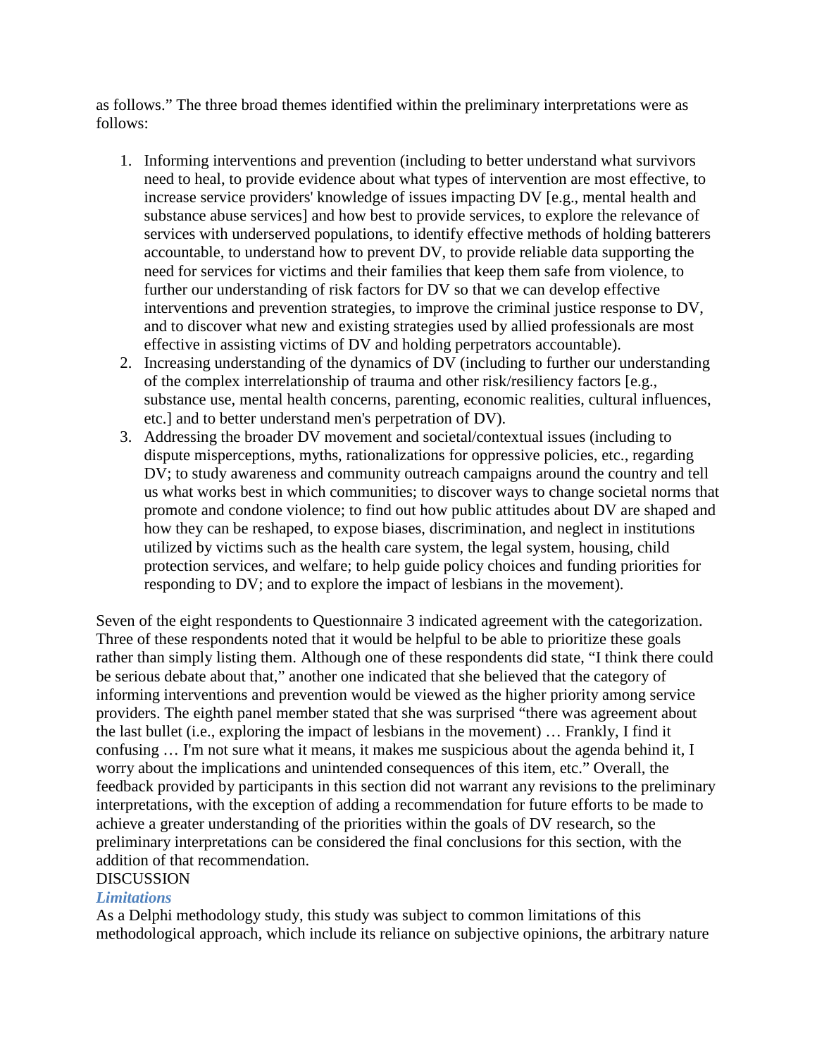as follows.” The three broad themes identified within the preliminary interpretations were as follows:

1. Informing interventions and prevention (including to better understand what survivors need to heal, to provide evidence about what types of intervention are most effective, to increase service providers' knowledge of issues impacting DV [e.g., mental health and substance abuse services] and how best to provide services, to explore the relevance of services with underserved populations, to identify effective methods of holding batterers accountable, to understand how to prevent DV, to provide reliable data supporting the need for services for victims and their families that keep them safe from violence, to further our understanding of risk factors for DV so that we can develop effective interventions and prevention strategies, to improve the criminal justice response to DV, and to discover what new and existing strategies used by allied professionals are most effective in assisting victims of DV and holding perpetrators accountable).
2. Increasing understanding of the dynamics of DV (including to further our understanding of the complex interrelationship of trauma and other risk/resiliency factors [e.g., substance use, mental health concerns, parenting, economic realities, cultural influences, etc.] and to better understand men's perpetration of DV).
3. Addressing the broader DV movement and societal/contextual issues (including to dispute misperceptions, myths, rationalizations for oppressive policies, etc., regarding DV; to study awareness and community outreach campaigns around the country and tell us what works best in which communities; to discover ways to change societal norms that promote and condone violence; to find out how public attitudes about DV are shaped and how they can be reshaped, to expose biases, discrimination, and neglect in institutions utilized by victims such as the health care system, the legal system, housing, child protection services, and welfare; to help guide policy choices and funding priorities for responding to DV; and to explore the impact of lesbians in the movement).

Seven of the eight respondents to Questionnaire 3 indicated agreement with the categorization. Three of these respondents noted that it would be helpful to be able to prioritize these goals rather than simply listing them. Although one of these respondents did state, “I think there could be serious debate about that,” another one indicated that she believed that the category of informing interventions and prevention would be viewed as the higher priority among service providers. The eighth panel member stated that she was surprised “there was agreement about the last bullet (i.e., exploring the impact of lesbians in the movement) … Frankly, I find it confusing … I'm not sure what it means, it makes me suspicious about the agenda behind it, I worry about the implications and unintended consequences of this item, etc.” Overall, the feedback provided by participants in this section did not warrant any revisions to the preliminary interpretations, with the exception of adding a recommendation for future efforts to be made to achieve a greater understanding of the priorities within the goals of DV research, so the preliminary interpretations can be considered the final conclusions for this section, with the addition of that recommendation.

## DISCUSSION

### *Limitations*

As a Delphi methodology study, this study was subject to common limitations of this methodological approach, which include its reliance on subjective opinions, the arbitrary nature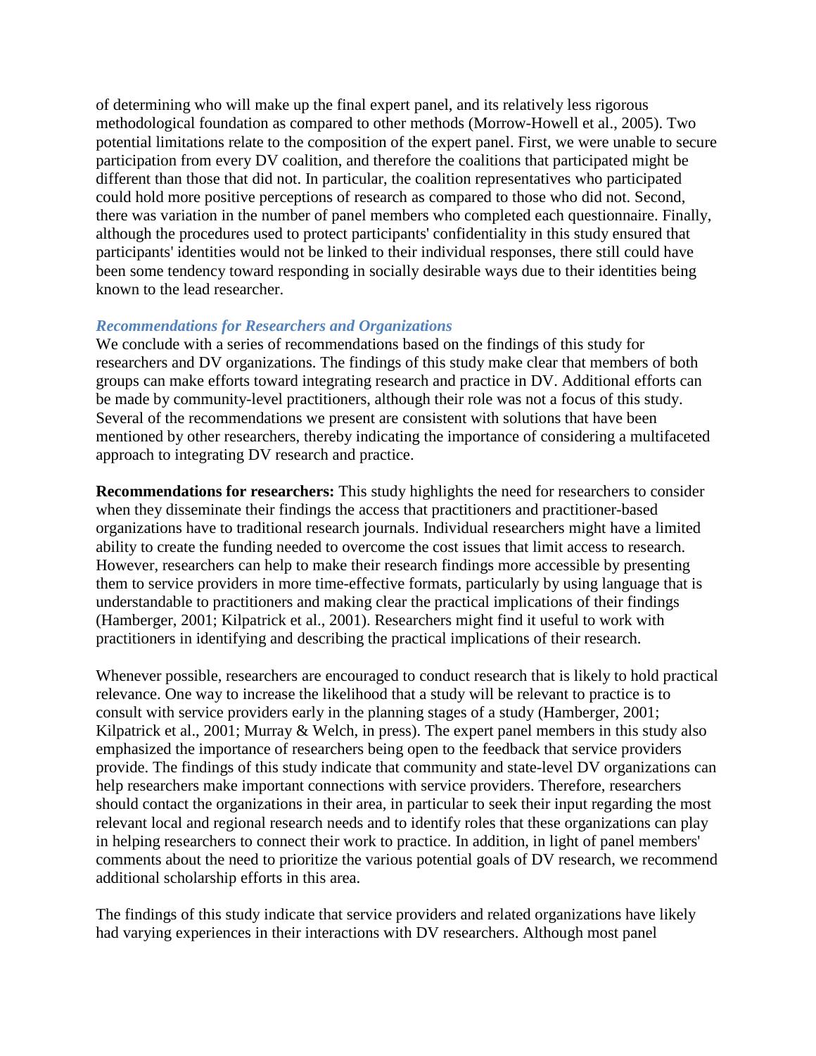of determining who will make up the final expert panel, and its relatively less rigorous methodological foundation as compared to other methods (Morrow-Howell et al., 2005). Two potential limitations relate to the composition of the expert panel. First, we were unable to secure participation from every DV coalition, and therefore the coalitions that participated might be different than those that did not. In particular, the coalition representatives who participated could hold more positive perceptions of research as compared to those who did not. Second, there was variation in the number of panel members who completed each questionnaire. Finally, although the procedures used to protect participants' confidentiality in this study ensured that participants' identities would not be linked to their individual responses, there still could have been some tendency toward responding in socially desirable ways due to their identities being known to the lead researcher.

### *Recommendations for Researchers and Organizations*

We conclude with a series of recommendations based on the findings of this study for researchers and DV organizations. The findings of this study make clear that members of both groups can make efforts toward integrating research and practice in DV. Additional efforts can be made by community-level practitioners, although their role was not a focus of this study. Several of the recommendations we present are consistent with solutions that have been mentioned by other researchers, thereby indicating the importance of considering a multifaceted approach to integrating DV research and practice.

**Recommendations for researchers:** This study highlights the need for researchers to consider when they disseminate their findings the access that practitioners and practitioner-based organizations have to traditional research journals. Individual researchers might have a limited ability to create the funding needed to overcome the cost issues that limit access to research. However, researchers can help to make their research findings more accessible by presenting them to service providers in more time-effective formats, particularly by using language that is understandable to practitioners and making clear the practical implications of their findings (Hamberger, 2001; Kilpatrick et al., 2001). Researchers might find it useful to work with practitioners in identifying and describing the practical implications of their research.

Whenever possible, researchers are encouraged to conduct research that is likely to hold practical relevance. One way to increase the likelihood that a study will be relevant to practice is to consult with service providers early in the planning stages of a study (Hamberger, 2001; Kilpatrick et al., 2001; Murray & Welch, in press). The expert panel members in this study also emphasized the importance of researchers being open to the feedback that service providers provide. The findings of this study indicate that community and state-level DV organizations can help researchers make important connections with service providers. Therefore, researchers should contact the organizations in their area, in particular to seek their input regarding the most relevant local and regional research needs and to identify roles that these organizations can play in helping researchers to connect their work to practice. In addition, in light of panel members' comments about the need to prioritize the various potential goals of DV research, we recommend additional scholarship efforts in this area.

The findings of this study indicate that service providers and related organizations have likely had varying experiences in their interactions with DV researchers. Although most panel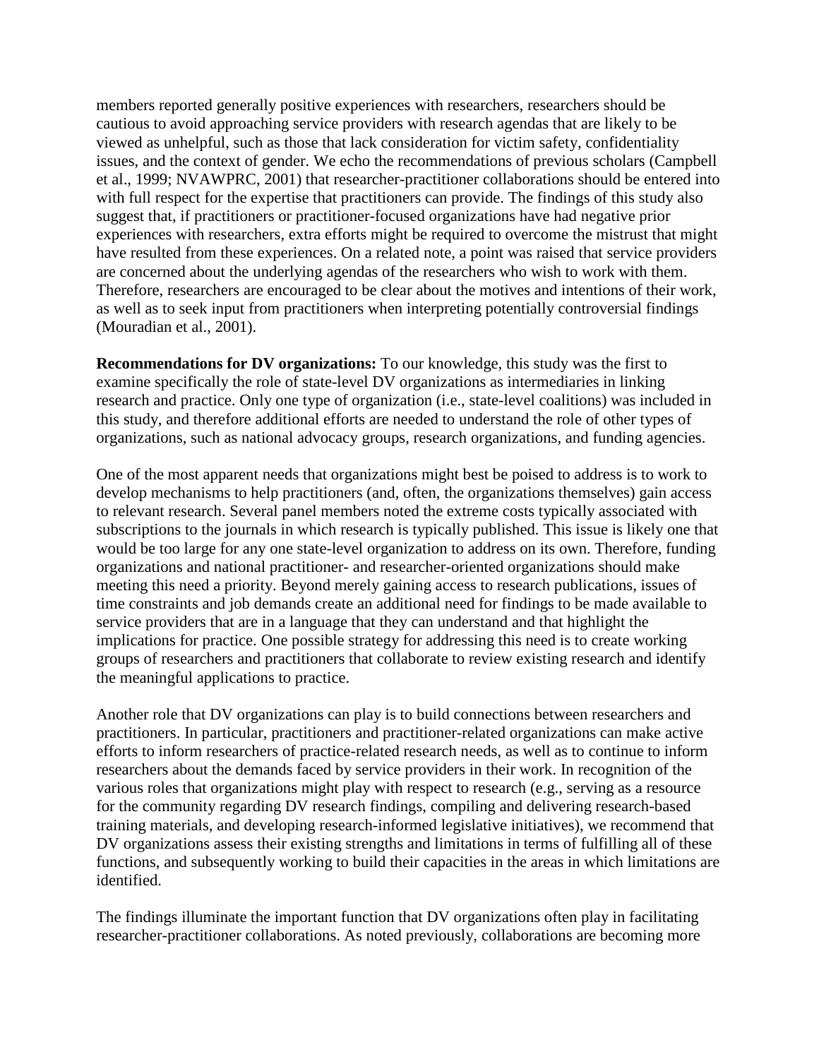members reported generally positive experiences with researchers, researchers should be cautious to avoid approaching service providers with research agendas that are likely to be viewed as unhelpful, such as those that lack consideration for victim safety, confidentiality issues, and the context of gender. We echo the recommendations of previous scholars (Campbell et al., 1999; NVAWPRC, 2001) that researcher-practitioner collaborations should be entered into with full respect for the expertise that practitioners can provide. The findings of this study also suggest that, if practitioners or practitioner-focused organizations have had negative prior experiences with researchers, extra efforts might be required to overcome the mistrust that might have resulted from these experiences. On a related note, a point was raised that service providers are concerned about the underlying agendas of the researchers who wish to work with them. Therefore, researchers are encouraged to be clear about the motives and intentions of their work, as well as to seek input from practitioners when interpreting potentially controversial findings (Mouradian et al., 2001).

**Recommendations for DV organizations:** To our knowledge, this study was the first to examine specifically the role of state-level DV organizations as intermediaries in linking research and practice. Only one type of organization (i.e., state-level coalitions) was included in this study, and therefore additional efforts are needed to understand the role of other types of organizations, such as national advocacy groups, research organizations, and funding agencies.

One of the most apparent needs that organizations might best be poised to address is to work to develop mechanisms to help practitioners (and, often, the organizations themselves) gain access to relevant research. Several panel members noted the extreme costs typically associated with subscriptions to the journals in which research is typically published. This issue is likely one that would be too large for any one state-level organization to address on its own. Therefore, funding organizations and national practitioner- and researcher-oriented organizations should make meeting this need a priority. Beyond merely gaining access to research publications, issues of time constraints and job demands create an additional need for findings to be made available to service providers that are in a language that they can understand and that highlight the implications for practice. One possible strategy for addressing this need is to create working groups of researchers and practitioners that collaborate to review existing research and identify the meaningful applications to practice.

Another role that DV organizations can play is to build connections between researchers and practitioners. In particular, practitioners and practitioner-related organizations can make active efforts to inform researchers of practice-related research needs, as well as to continue to inform researchers about the demands faced by service providers in their work. In recognition of the various roles that organizations might play with respect to research (e.g., serving as a resource for the community regarding DV research findings, compiling and delivering research-based training materials, and developing research-informed legislative initiatives), we recommend that DV organizations assess their existing strengths and limitations in terms of fulfilling all of these functions, and subsequently working to build their capacities in the areas in which limitations are identified.

The findings illuminate the important function that DV organizations often play in facilitating researcher-practitioner collaborations. As noted previously, collaborations are becoming more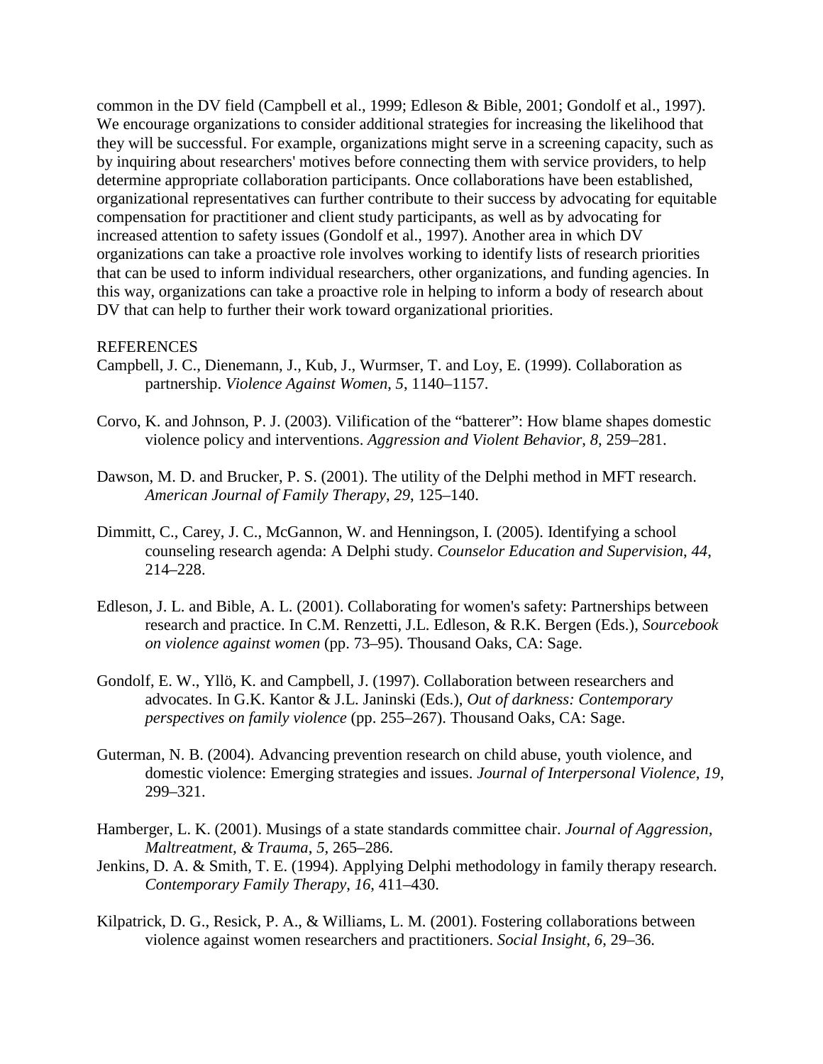common in the DV field (Campbell et al., 1999; Edleson & Bible, 2001; Gondolf et al., 1997). We encourage organizations to consider additional strategies for increasing the likelihood that they will be successful. For example, organizations might serve in a screening capacity, such as by inquiring about researchers' motives before connecting them with service providers, to help determine appropriate collaboration participants. Once collaborations have been established, organizational representatives can further contribute to their success by advocating for equitable compensation for practitioner and client study participants, as well as by advocating for increased attention to safety issues (Gondolf et al., 1997). Another area in which DV organizations can take a proactive role involves working to identify lists of research priorities that can be used to inform individual researchers, other organizations, and funding agencies. In this way, organizations can take a proactive role in helping to inform a body of research about DV that can help to further their work toward organizational priorities.

REFERENCES

Campbell, J. C., Dienemann, J., Kub, J., Wurmser, T. and Loy, E. (1999). Collaboration as partnership. *Violence Against Women*, *5*, 1140–1157.

Corvo, K. and Johnson, P. J. (2003). Vilification of the "batterer": How blame shapes domestic violence policy and interventions. *Aggression and Violent Behavior*, *8*, 259–281.

Dawson, M. D. and Brucker, P. S. (2001). The utility of the Delphi method in MFT research. *American Journal of Family Therapy*, *29*, 125–140.

Dimmitt, C., Carey, J. C., McGannon, W. and Henningson, I. (2005). Identifying a school counseling research agenda: A Delphi study. *Counselor Education and Supervision*, *44*, 214–228.

Edleson, J. L. and Bible, A. L. (2001). Collaborating for women's safety: Partnerships between research and practice. In C.M. Renzetti, J.L. Edleson, & R.K. Bergen (Eds.), *Sourcebook on violence against women* (pp. 73–95). Thousand Oaks, CA: Sage.

Gondolf, E. W., Yllö, K. and Campbell, J. (1997). Collaboration between researchers and advocates. In G.K. Kantor & J.L. Janinski (Eds.), *Out of darkness: Contemporary perspectives on family violence* (pp. 255–267). Thousand Oaks, CA: Sage.

Guterman, N. B. (2004). Advancing prevention research on child abuse, youth violence, and domestic violence: Emerging strategies and issues. *Journal of Interpersonal Violence*, *19*, 299–321.

Hamberger, L. K. (2001). Musings of a state standards committee chair. *Journal of Aggression, Maltreatment, & Trauma*, *5*, 265–286.

Jenkins, D. A. & Smith, T. E. (1994). Applying Delphi methodology in family therapy research. *Contemporary Family Therapy*, *16*, 411–430.

Kilpatrick, D. G., Resick, P. A., & Williams, L. M. (2001). Fostering collaborations between violence against women researchers and practitioners. *Social Insight*, *6*, 29–36.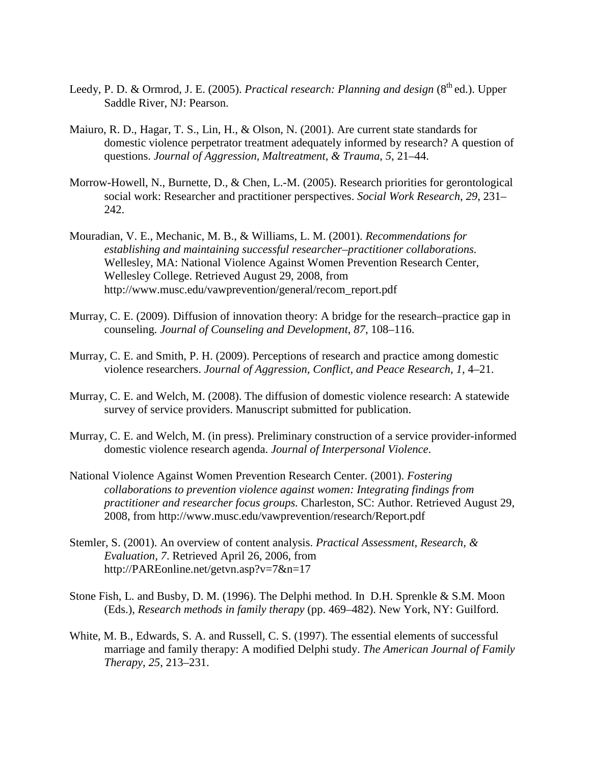Leedy, P. D. & Ormrod, J. E. (2005). *Practical research: Planning and design* (8th ed.). Upper Saddle River, NJ: Pearson.

Maiuro, R. D., Hagar, T. S., Lin, H., & Olson, N. (2001). Are current state standards for domestic violence perpetrator treatment adequately informed by research? A question of questions. *Journal of Aggression, Maltreatment, & Trauma*, *5*, 21–44.

Morrow-Howell, N., Burnette, D., & Chen, L.-M. (2005). Research priorities for gerontological social work: Researcher and practitioner perspectives. *Social Work Research, 29*, 231–242.

Mouradian, V. E., Mechanic, M. B., & Williams, L. M. (2001). *Recommendations for establishing and maintaining successful researcher–practitioner collaborations.* Wellesley, MA: National Violence Against Women Prevention Research Center, Wellesley College. Retrieved August 29, 2008, from http://www.musc.edu/vawprevention/general/recom_report.pdf

Murray, C. E. (2009). Diffusion of innovation theory: A bridge for the research–practice gap in counseling*. Journal of Counseling and Development*, *87*, 108–116.

Murray, C. E. and Smith, P. H. (2009). Perceptions of research and practice among domestic violence researchers. *Journal of Aggression, Conflict, and Peace Research*, *1*, 4–21.

Murray, C. E. and Welch, M. (2008). The diffusion of domestic violence research: A statewide survey of service providers. Manuscript submitted for publication.

Murray, C. E. and Welch, M. (in press). Preliminary construction of a service provider-informed domestic violence research agenda. *Journal of Interpersonal Violence*.

National Violence Against Women Prevention Research Center. (2001). *Fostering collaborations to prevention violence against women: Integrating findings from practitioner and researcher focus groups.* Charleston, SC: Author. Retrieved August 29, 2008, from http://www.musc.edu/vawprevention/research/Report.pdf

Stemler, S. (2001). An overview of content analysis. *Practical Assessment, Research, & Evaluation, 7*. Retrieved April 26, 2006, from http://PAREonline.net/getvn.asp?v=7&n=17

Stone Fish, L. and Busby, D. M. (1996). The Delphi method. In D.H. Sprenkle & S.M. Moon (Eds.), *Research methods in family therapy* (pp. 469–482). New York, NY: Guilford.

White, M. B., Edwards, S. A. and Russell, C. S. (1997). The essential elements of successful marriage and family therapy: A modified Delphi study. *The American Journal of Family Therapy*, *25*, 213–231.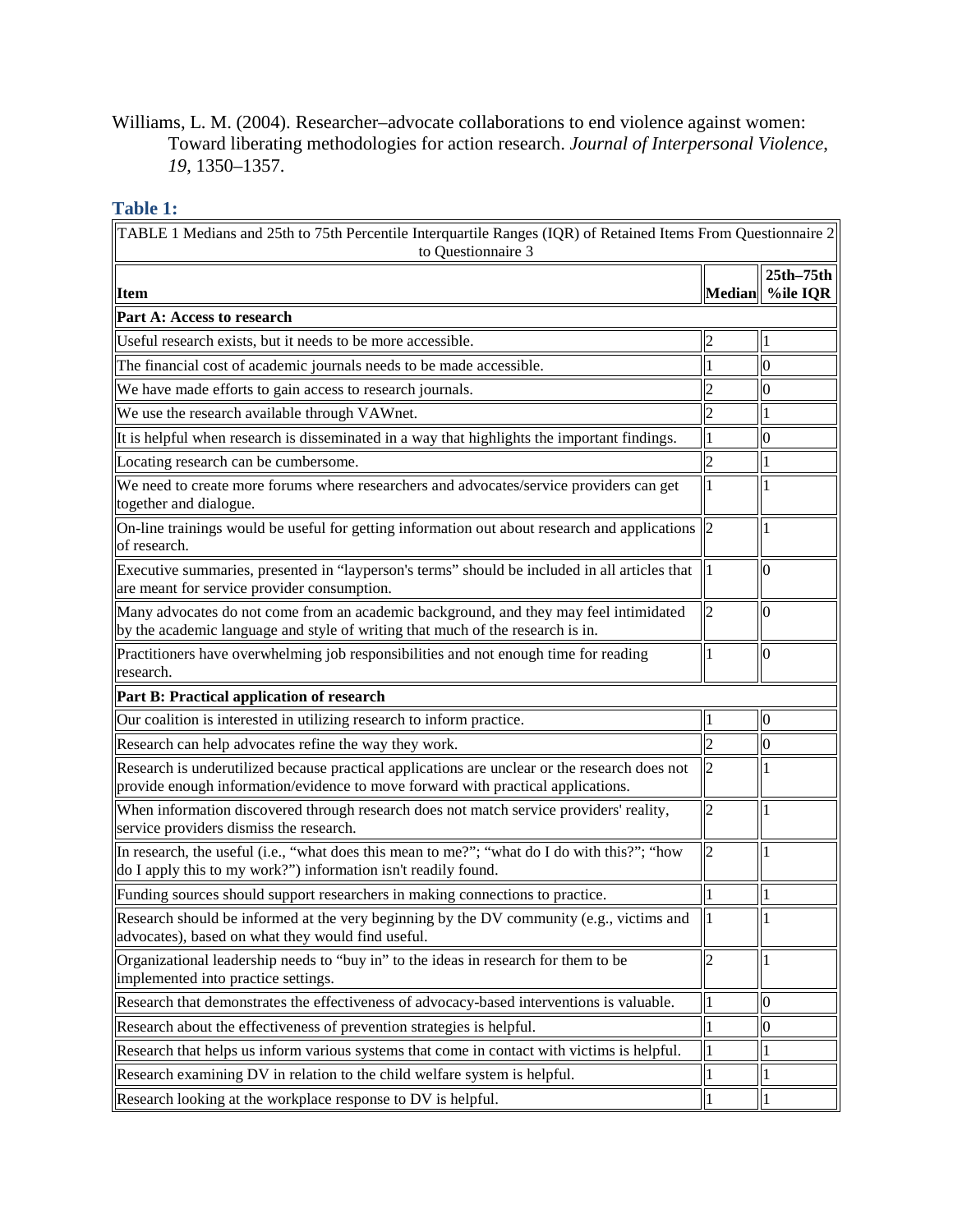Williams, L. M. (2004). Researcher–advocate collaborations to end violence against women: Toward liberating methodologies for action research. *Journal of Interpersonal Violence, 19*, 1350–1357.

### Table 1:

TABLE 1 Medians and 25th to 75th Percentile Interquartile Ranges (IQR) of Retained Items From Questionnaire 2 to Questionnaire 3

| Item | Median | 25th–75th %ile IQR |
|---|---|---|
| **Part A: Access to research** | | |
| Useful research exists, but it needs to be more accessible. | 2 | 1 |
| The financial cost of academic journals needs to be made accessible. | 1 | 0 |
| We have made efforts to gain access to research journals. | 2 | 0 |
| We use the research available through VAWnet. | 2 | 1 |
| It is helpful when research is disseminated in a way that highlights the important findings. | 1 | 0 |
| Locating research can be cumbersome. | 2 | 1 |
| We need to create more forums where researchers and advocates/service providers can get together and dialogue. | 1 | 1 |
| On-line trainings would be useful for getting information out about research and applications of research. | 2 | 1 |
| Executive summaries, presented in "layperson's terms" should be included in all articles that are meant for service provider consumption. | 1 | 0 |
| Many advocates do not come from an academic background, and they may feel intimidated by the academic language and style of writing that much of the research is in. | 2 | 0 |
| Practitioners have overwhelming job responsibilities and not enough time for reading research. | 1 | 0 |
| **Part B: Practical application of research** | | |
| Our coalition is interested in utilizing research to inform practice. | 1 | 0 |
| Research can help advocates refine the way they work. | 2 | 0 |
| Research is underutilized because practical applications are unclear or the research does not provide enough information/evidence to move forward with practical applications. | 2 | 1 |
| When information discovered through research does not match service providers' reality, service providers dismiss the research. | 2 | 1 |
| In research, the useful (i.e., "what does this mean to me?"; "what do I do with this?"; "how do I apply this to my work?") information isn't readily found. | 2 | 1 |
| Funding sources should support researchers in making connections to practice. | 1 | 1 |
| Research should be informed at the very beginning by the DV community (e.g., victims and advocates), based on what they would find useful. | 1 | 1 |
| Organizational leadership needs to "buy in" to the ideas in research for them to be implemented into practice settings. | 2 | 1 |
| Research that demonstrates the effectiveness of advocacy-based interventions is valuable. | 1 | 0 |
| Research about the effectiveness of prevention strategies is helpful. | 1 | 0 |
| Research that helps us inform various systems that come in contact with victims is helpful. | 1 | 1 |
| Research examining DV in relation to the child welfare system is helpful. | 1 | 1 |
| Research looking at the workplace response to DV is helpful. | 1 | 1 |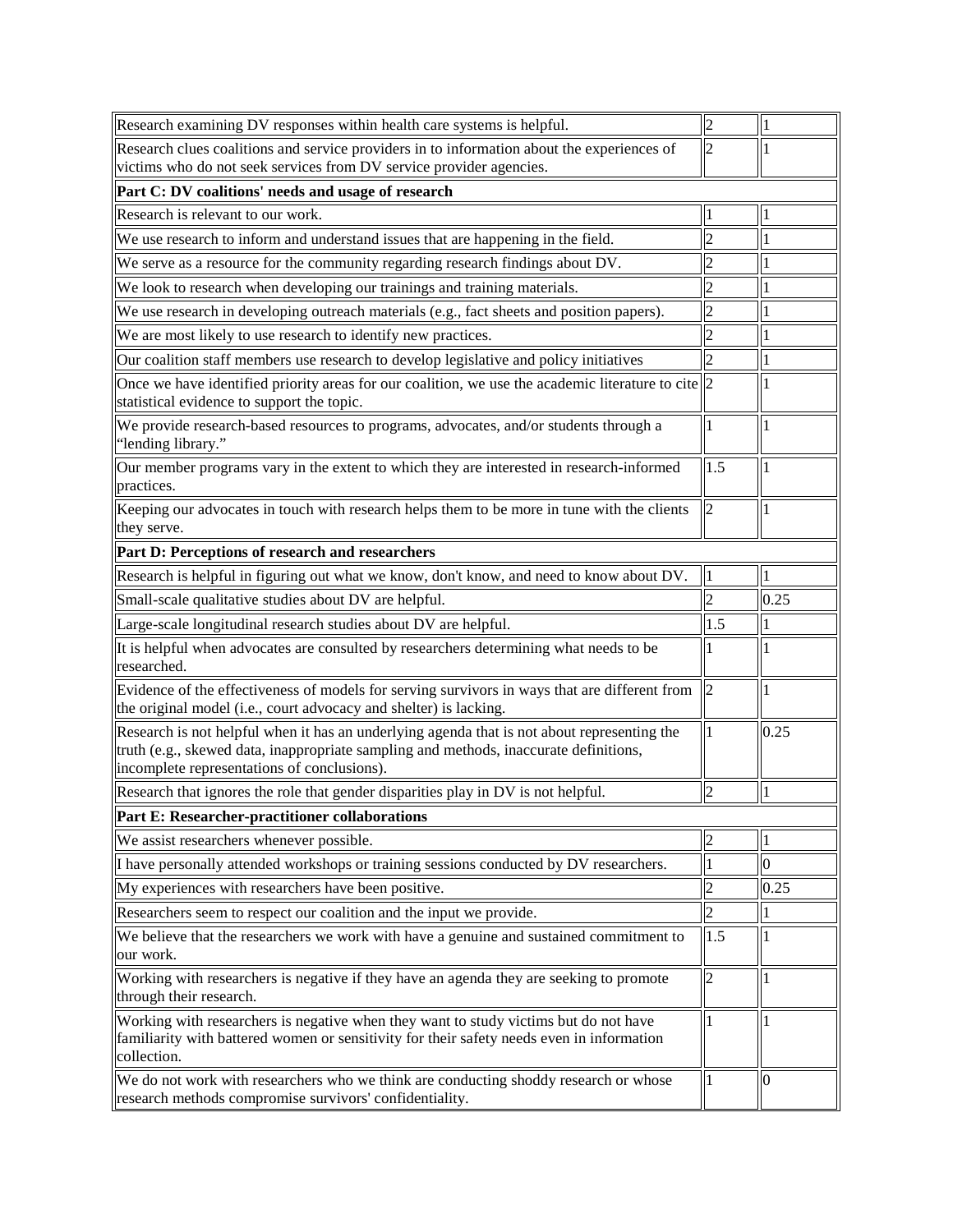| | | |
|---|---|---|
| Research examining DV responses within health care systems is helpful. | 2 | 1 |
| Research clues coalitions and service providers in to information about the experiences of victims who do not seek services from DV service provider agencies. | 2 | 1 |
| **Part C: DV coalitions' needs and usage of research** | | |
| Research is relevant to our work. | 1 | 1 |
| We use research to inform and understand issues that are happening in the field. | 2 | 1 |
| We serve as a resource for the community regarding research findings about DV. | 2 | 1 |
| We look to research when developing our trainings and training materials. | 2 | 1 |
| We use research in developing outreach materials (e.g., fact sheets and position papers). | 2 | 1 |
| We are most likely to use research to identify new practices. | 2 | 1 |
| Our coalition staff members use research to develop legislative and policy initiatives | 2 | 1 |
| Once we have identified priority areas for our coalition, we use the academic literature to cite statistical evidence to support the topic. | 2 | 1 |
| We provide research-based resources to programs, advocates, and/or students through a "lending library." | 1 | 1 |
| Our member programs vary in the extent to which they are interested in research-informed practices. | 1.5 | 1 |
| Keeping our advocates in touch with research helps them to be more in tune with the clients they serve. | 2 | 1 |
| **Part D: Perceptions of research and researchers** | | |
| Research is helpful in figuring out what we know, don't know, and need to know about DV. | 1 | 1 |
| Small-scale qualitative studies about DV are helpful. | 2 | 0.25 |
| Large-scale longitudinal research studies about DV are helpful. | 1.5 | 1 |
| It is helpful when advocates are consulted by researchers determining what needs to be researched. | 1 | 1 |
| Evidence of the effectiveness of models for serving survivors in ways that are different from the original model (i.e., court advocacy and shelter) is lacking. | 2 | 1 |
| Research is not helpful when it has an underlying agenda that is not about representing the truth (e.g., skewed data, inappropriate sampling and methods, inaccurate definitions, incomplete representations of conclusions). | 1 | 0.25 |
| Research that ignores the role that gender disparities play in DV is not helpful. | 2 | 1 |
| **Part E: Researcher-practitioner collaborations** | | |
| We assist researchers whenever possible. | 2 | 1 |
| I have personally attended workshops or training sessions conducted by DV researchers. | 1 | 0 |
| My experiences with researchers have been positive. | 2 | 0.25 |
| Researchers seem to respect our coalition and the input we provide. | 2 | 1 |
| We believe that the researchers we work with have a genuine and sustained commitment to our work. | 1.5 | 1 |
| Working with researchers is negative if they have an agenda they are seeking to promote through their research. | 2 | 1 |
| Working with researchers is negative when they want to study victims but do not have familiarity with battered women or sensitivity for their safety needs even in information collection. | 1 | 1 |
| We do not work with researchers who we think are conducting shoddy research or whose research methods compromise survivors' confidentiality. | 1 | 0 |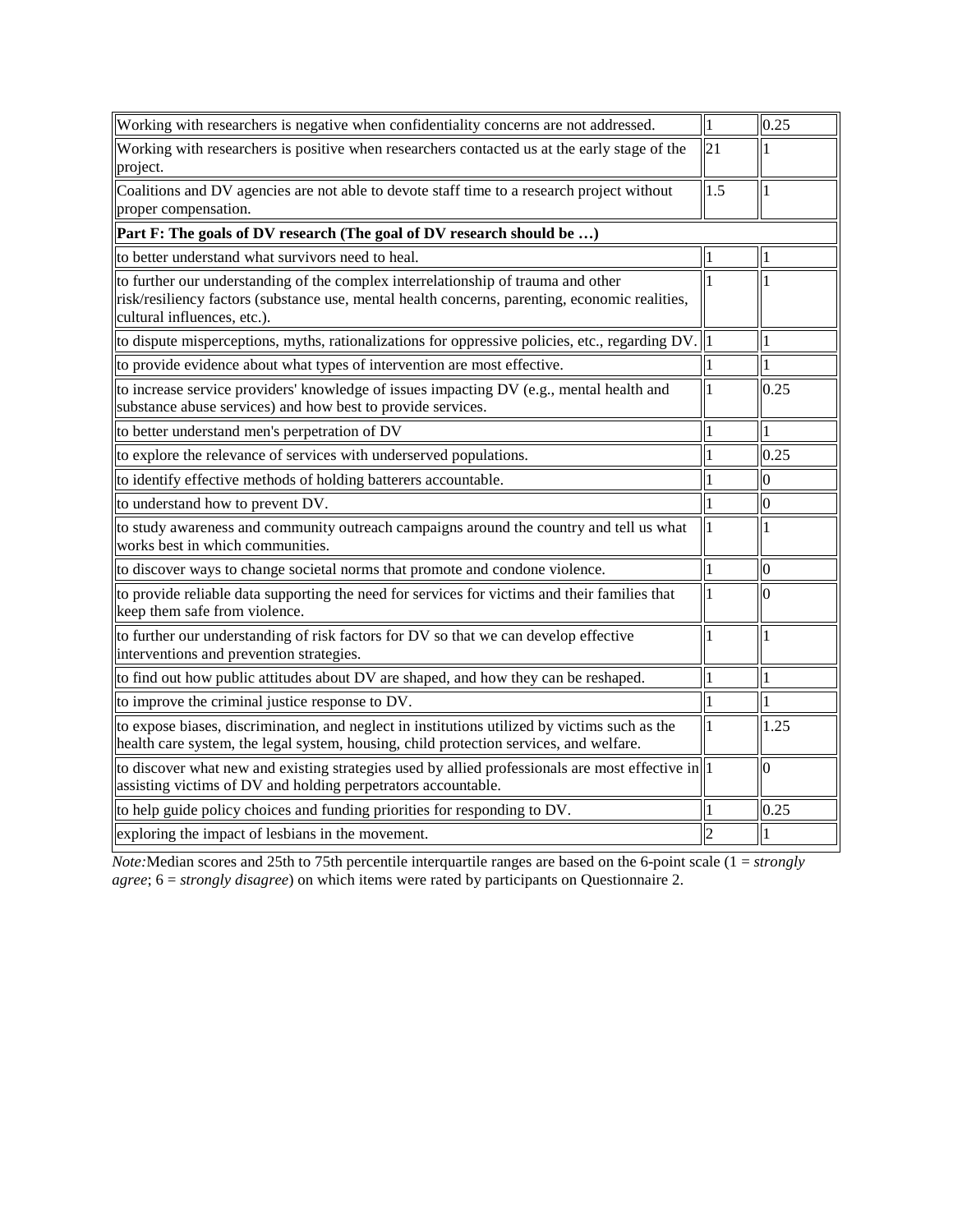| | | |
|---|---|---|
| Working with researchers is negative when confidentiality concerns are not addressed. | 1 | 0.25 |
| Working with researchers is positive when researchers contacted us at the early stage of the project. | 21 | 1 |
| Coalitions and DV agencies are not able to devote staff time to a research project without proper compensation. | 1.5 | 1 |
| **Part F: The goals of DV research (The goal of DV research should be …)** | | |
| to better understand what survivors need to heal. | 1 | 1 |
| to further our understanding of the complex interrelationship of trauma and other risk/resiliency factors (substance use, mental health concerns, parenting, economic realities, cultural influences, etc.). | 1 | 1 |
| to dispute misperceptions, myths, rationalizations for oppressive policies, etc., regarding DV. | 1 | 1 |
| to provide evidence about what types of intervention are most effective. | 1 | 1 |
| to increase service providers' knowledge of issues impacting DV (e.g., mental health and substance abuse services) and how best to provide services. | 1 | 0.25 |
| to better understand men's perpetration of DV | 1 | 1 |
| to explore the relevance of services with underserved populations. | 1 | 0.25 |
| to identify effective methods of holding batterers accountable. | 1 | 0 |
| to understand how to prevent DV. | 1 | 0 |
| to study awareness and community outreach campaigns around the country and tell us what works best in which communities. | 1 | 1 |
| to discover ways to change societal norms that promote and condone violence. | 1 | 0 |
| to provide reliable data supporting the need for services for victims and their families that keep them safe from violence. | 1 | 0 |
| to further our understanding of risk factors for DV so that we can develop effective interventions and prevention strategies. | 1 | 1 |
| to find out how public attitudes about DV are shaped, and how they can be reshaped. | 1 | 1 |
| to improve the criminal justice response to DV. | 1 | 1 |
| to expose biases, discrimination, and neglect in institutions utilized by victims such as the health care system, the legal system, housing, child protection services, and welfare. | 1 | 1.25 |
| to discover what new and existing strategies used by allied professionals are most effective in assisting victims of DV and holding perpetrators accountable. | 1 | 0 |
| to help guide policy choices and funding priorities for responding to DV. | 1 | 0.25 |
| exploring the impact of lesbians in the movement. | 2 | 1 |

*Note:* Median scores and 25th to 75th percentile interquartile ranges are based on the 6-point scale (1 = *strongly agree*; 6 = *strongly disagree*) on which items were rated by participants on Questionnaire 2.